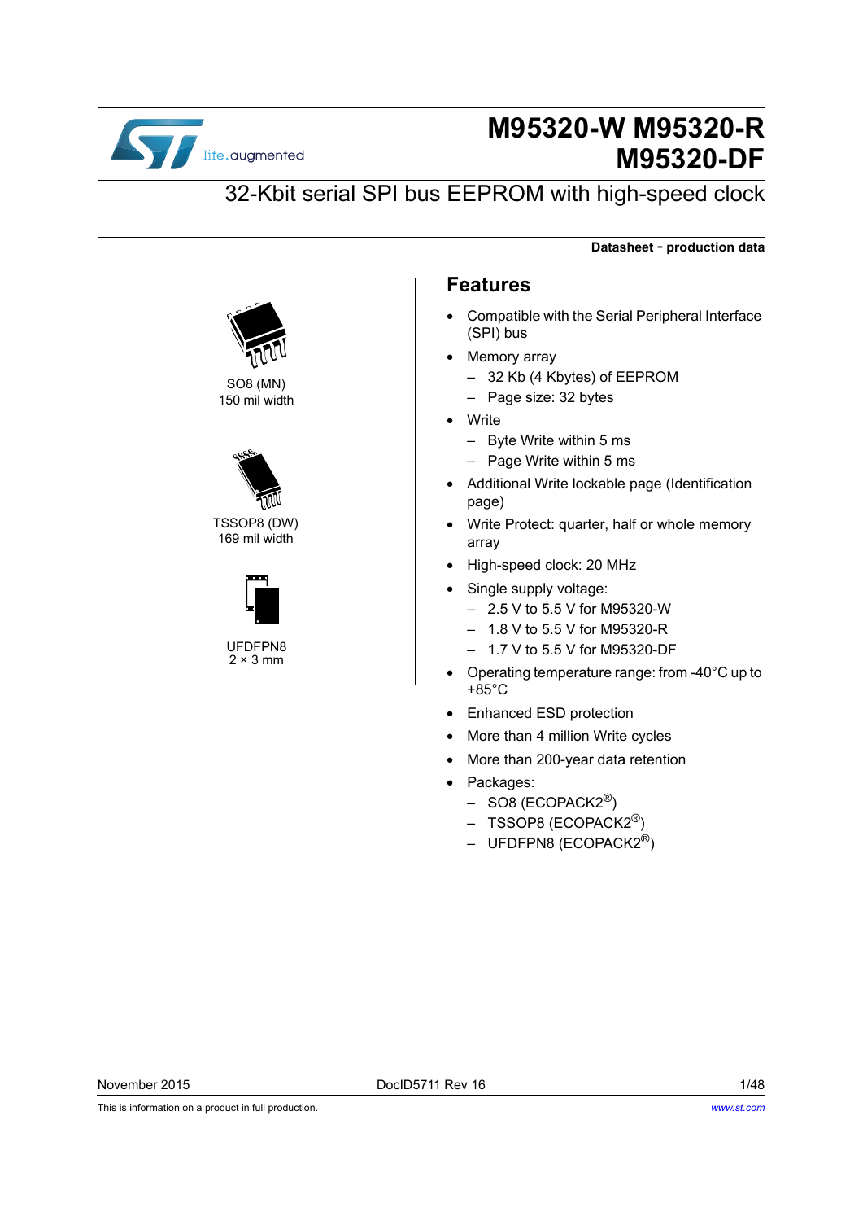# M95320-W M95320-R M95320-DF

## 32-Kbit serial SPI bus EEPROM with high-speed clock

**Datasheet - production data**

SO8 (MN)
150 mil width

TSSOP8 (DW)
169 mil width

UFDFPN8
2 × 3 mm

## Features

- Compatible with the Serial Peripheral Interface (SPI) bus
- Memory array
  - 32 Kb (4 Kbytes) of EEPROM
  - Page size: 32 bytes
- Write
  - Byte Write within 5 ms
  - Page Write within 5 ms
- Additional Write lockable page (Identification page)
- Write Protect: quarter, half or whole memory array
- High-speed clock: 20 MHz
- Single supply voltage:
  - 2.5 V to 5.5 V for M95320-W
  - 1.8 V to 5.5 V for M95320-R
  - 1.7 V to 5.5 V for M95320-DF
- Operating temperature range: from -40°C up to +85°C
- Enhanced ESD protection
- More than 4 million Write cycles
- More than 200-year data retention
- Packages:
  - SO8 (ECOPACK2®)
  - TSSOP8 (ECOPACK2®)
  - UFDFPN8 (ECOPACK2®)

November 2015 DocID5711 Rev 16

This is information on a product in full production.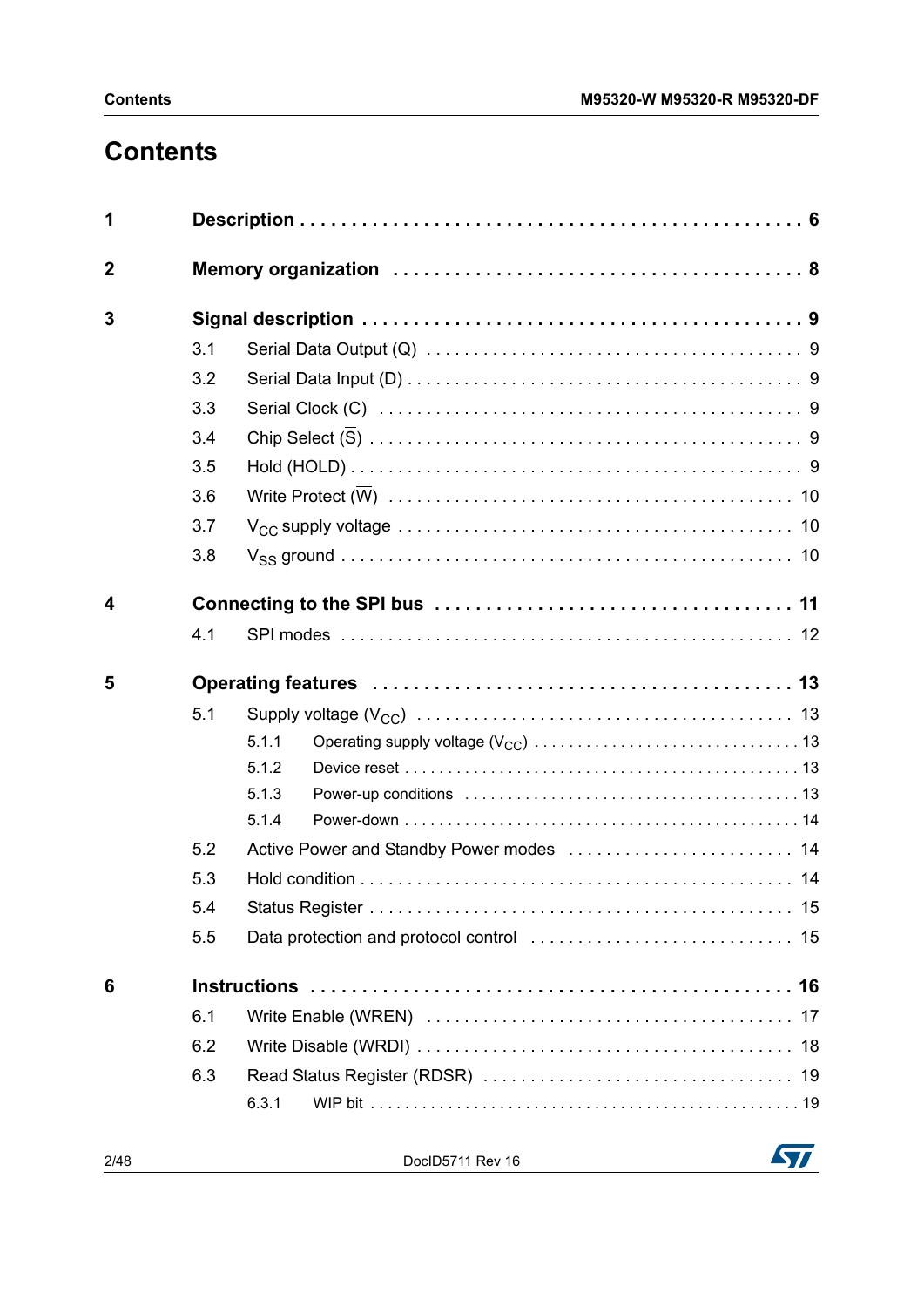# Contents

| | | |
|---|---|---|
| **1** | **Description** | **6** |
| **2** | **Memory organization** | **8** |
| **3** | **Signal description** | **9** |
| 3.1 | Serial Data Output (Q) | 9 |
| 3.2 | Serial Data Input (D) | 9 |
| 3.3 | Serial Clock (C) | 9 |
| 3.4 | Chip Select ($\overline{S}$) | 9 |
| 3.5 | Hold ($\overline{HOLD}$) | 9 |
| 3.6 | Write Protect ($\overline{W}$) | 10 |
| 3.7 | $V_{CC}$ supply voltage | 10 |
| 3.8 | $V_{SS}$ ground | 10 |
| **4** | **Connecting to the SPI bus** | **11** |
| 4.1 | SPI modes | 12 |
| **5** | **Operating features** | **13** |
| 5.1 | Supply voltage ($V_{CC}$) | 13 |
| 5.1.1 | Operating supply voltage ($V_{CC}$) | 13 |
| 5.1.2 | Device reset | 13 |
| 5.1.3 | Power-up conditions | 13 |
| 5.1.4 | Power-down | 14 |
| 5.2 | Active Power and Standby Power modes | 14 |
| 5.3 | Hold condition | 14 |
| 5.4 | Status Register | 15 |
| 5.5 | Data protection and protocol control | 15 |
| **6** | **Instructions** | **16** |
| 6.1 | Write Enable (WREN) | 17 |
| 6.2 | Write Disable (WRDI) | 18 |
| 6.3 | Read Status Register (RDSR) | 19 |
| 6.3.1 | WIP bit | 19 |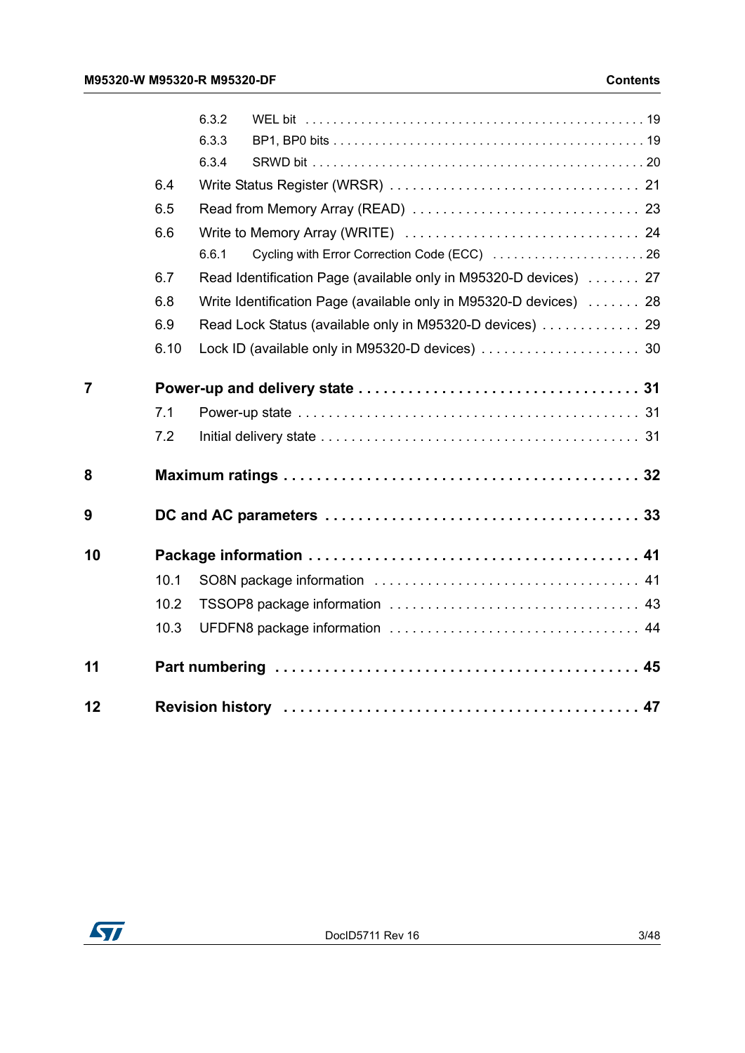6.3.2 WEL bit . . . . . . . . . . . . . . . . . . . . . . . . . . . . . . . . . . . . . . . . . . . . . . . . . 19

6.3.3 BP1, BP0 bits . . . . . . . . . . . . . . . . . . . . . . . . . . . . . . . . . . . . . . . . . . . . 19

6.3.4 SRWD bit . . . . . . . . . . . . . . . . . . . . . . . . . . . . . . . . . . . . . . . . . . . . . . 20

6.4 Write Status Register (WRSR) . . . . . . . . . . . . . . . . . . . . . . . . . . . . . . . . 21

6.5 Read from Memory Array (READ) . . . . . . . . . . . . . . . . . . . . . . . . . . . . . 23

6.6 Write to Memory Array (WRITE) . . . . . . . . . . . . . . . . . . . . . . . . . . . . . . 24

6.6.1 Cycling with Error Correction Code (ECC) . . . . . . . . . . . . . . . . . . . . . . 26

6.7 Read Identification Page (available only in M95320-D devices) . . . . . . . 27

6.8 Write Identification Page (available only in M95320-D devices) . . . . . . . 28

6.9 Read Lock Status (available only in M95320-D devices) . . . . . . . . . . . . . 29

6.10 Lock ID (available only in M95320-D devices) . . . . . . . . . . . . . . . . . . . . . 30

**7 Power-up and delivery state . . . . . . . . . . . . . . . . . . . . . . . . . . . . . . . . . 31**

7.1 Power-up state . . . . . . . . . . . . . . . . . . . . . . . . . . . . . . . . . . . . . . . . . . . 31

7.2 Initial delivery state . . . . . . . . . . . . . . . . . . . . . . . . . . . . . . . . . . . . . . . . 31

**8 Maximum ratings . . . . . . . . . . . . . . . . . . . . . . . . . . . . . . . . . . . . . . . . . 32**

**9 DC and AC parameters . . . . . . . . . . . . . . . . . . . . . . . . . . . . . . . . . . . . 33**

**10 Package information . . . . . . . . . . . . . . . . . . . . . . . . . . . . . . . . . . . . . . 41**

10.1 SO8N package information . . . . . . . . . . . . . . . . . . . . . . . . . . . . . . . . . 41

10.2 TSSOP8 package information . . . . . . . . . . . . . . . . . . . . . . . . . . . . . . . 43

10.3 UFDFN8 package information . . . . . . . . . . . . . . . . . . . . . . . . . . . . . . . 44

**11 Part numbering . . . . . . . . . . . . . . . . . . . . . . . . . . . . . . . . . . . . . . . . . . 45**

**12 Revision history . . . . . . . . . . . . . . . . . . . . . . . . . . . . . . . . . . . . . . . . . 47**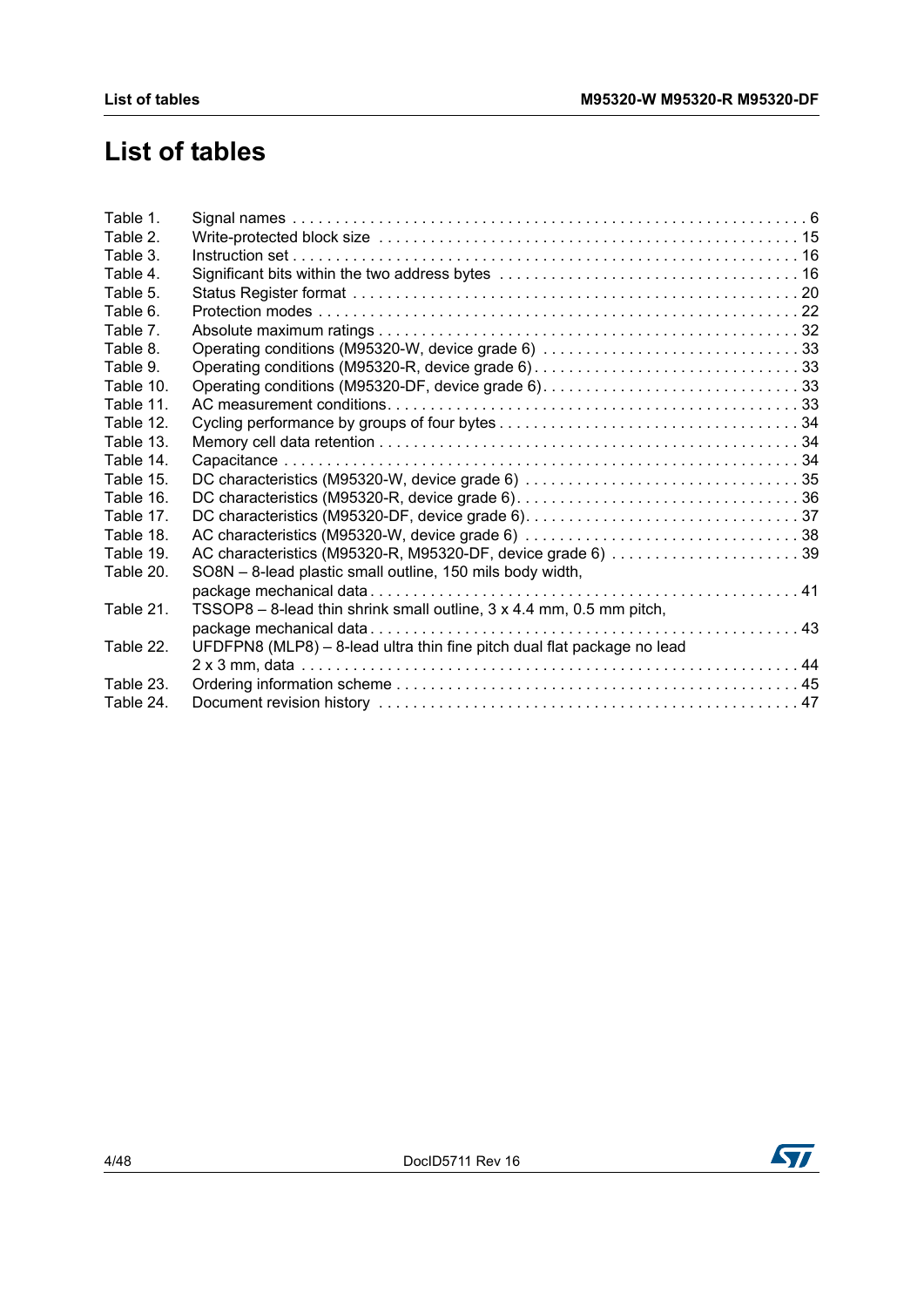# List of tables

| | | |
|---|---|---|
| Table 1. | Signal names | 6 |
| Table 2. | Write-protected block size | 15 |
| Table 3. | Instruction set | 16 |
| Table 4. | Significant bits within the two address bytes | 16 |
| Table 5. | Status Register format | 20 |
| Table 6. | Protection modes | 22 |
| Table 7. | Absolute maximum ratings | 32 |
| Table 8. | Operating conditions (M95320-W, device grade 6) | 33 |
| Table 9. | Operating conditions (M95320-R, device grade 6) | 33 |
| Table 10. | Operating conditions (M95320-DF, device grade 6) | 33 |
| Table 11. | AC measurement conditions | 33 |
| Table 12. | Cycling performance by groups of four bytes | 34 |
| Table 13. | Memory cell data retention | 34 |
| Table 14. | Capacitance | 34 |
| Table 15. | DC characteristics (M95320-W, device grade 6) | 35 |
| Table 16. | DC characteristics (M95320-R, device grade 6) | 36 |
| Table 17. | DC characteristics (M95320-DF, device grade 6) | 37 |
| Table 18. | AC characteristics (M95320-W, device grade 6) | 38 |
| Table 19. | AC characteristics (M95320-R, M95320-DF, device grade 6) | 39 |
| Table 20. | SO8N – 8-lead plastic small outline, 150 mils body width, package mechanical data | 41 |
| Table 21. | TSSOP8 – 8-lead thin shrink small outline, 3 x 4.4 mm, 0.5 mm pitch, package mechanical data | 43 |
| Table 22. | UFDFPN8 (MLP8) – 8-lead ultra thin fine pitch dual flat package no lead 2 x 3 mm, data | 44 |
| Table 23. | Ordering information scheme | 45 |
| Table 24. | Document revision history | 47 |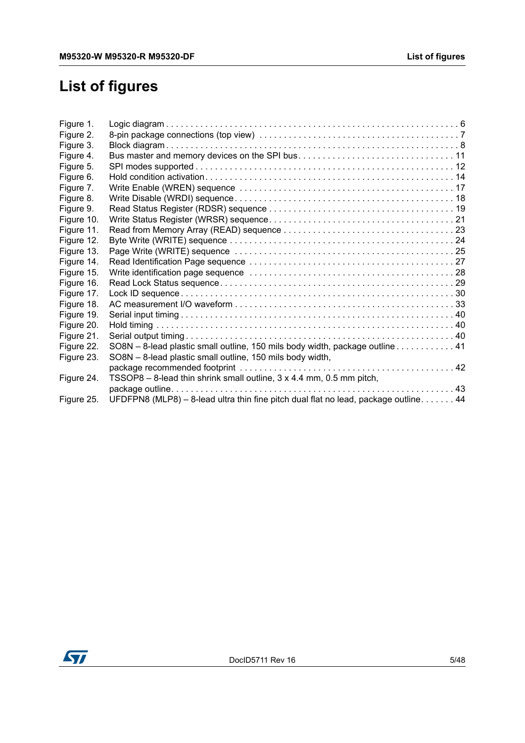# List of figures

| | | |
|---|---|---|
| Figure 1. | Logic diagram | 6 |
| Figure 2. | 8-pin package connections (top view) | 7 |
| Figure 3. | Block diagram | 8 |
| Figure 4. | Bus master and memory devices on the SPI bus | 11 |
| Figure 5. | SPI modes supported | 12 |
| Figure 6. | Hold condition activation | 14 |
| Figure 7. | Write Enable (WREN) sequence | 17 |
| Figure 8. | Write Disable (WRDI) sequence | 18 |
| Figure 9. | Read Status Register (RDSR) sequence | 19 |
| Figure 10. | Write Status Register (WRSR) sequence | 21 |
| Figure 11. | Read from Memory Array (READ) sequence | 23 |
| Figure 12. | Byte Write (WRITE) sequence | 24 |
| Figure 13. | Page Write (WRITE) sequence | 25 |
| Figure 14. | Read Identification Page sequence | 27 |
| Figure 15. | Write identification page sequence | 28 |
| Figure 16. | Read Lock Status sequence | 29 |
| Figure 17. | Lock ID sequence | 30 |
| Figure 18. | AC measurement I/O waveform | 33 |
| Figure 19. | Serial input timing | 40 |
| Figure 20. | Hold timing | 40 |
| Figure 21. | Serial output timing | 40 |
| Figure 22. | SO8N – 8-lead plastic small outline, 150 mils body width, package outline | 41 |
| Figure 23. | SO8N – 8-lead plastic small outline, 150 mils body width, package recommended footprint | 42 |
| Figure 24. | TSSOP8 – 8-lead thin shrink small outline, 3 x 4.4 mm, 0.5 mm pitch, package outline | 43 |
| Figure 25. | UFDFPN8 (MLP8) – 8-lead ultra thin fine pitch dual flat no lead, package outline | 44 |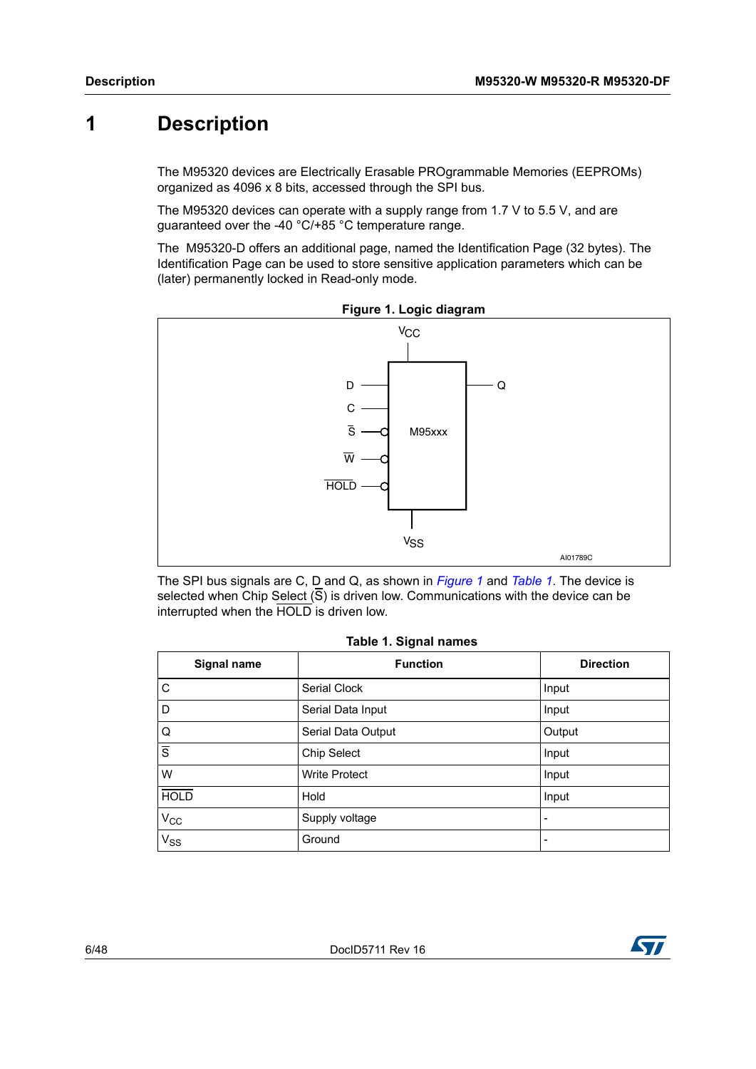# 1 Description

The M95320 devices are Electrically Erasable PROgrammable Memories (EEPROMs) organized as 4096 x 8 bits, accessed through the SPI bus.

The M95320 devices can operate with a supply range from 1.7 V to 5.5 V, and are guaranteed over the -40 °C/+85 °C temperature range.

The M95320-D offers an additional page, named the Identification Page (32 bytes). The Identification Page can be used to store sensitive application parameters which can be (later) permanently locked in Read-only mode.

**Figure 1. Logic diagram**

The SPI bus signals are C, D and Q, as shown in *Figure 1* and *Table 1*. The device is selected when Chip Select ($\overline{S}$) is driven low. Communications with the device can be interrupted when the $\overline{HOLD}$ is driven low.

**Table 1. Signal names**

| Signal name | Function | Direction |
|---|---|---|
| C | Serial Clock | Input |
| D | Serial Data Input | Input |
| Q | Serial Data Output | Output |
| $\overline{S}$ | Chip Select | Input |
| W | Write Protect | Input |
| $\overline{HOLD}$ | Hold | Input |
| $V_{CC}$ | Supply voltage | - |
| $V_{SS}$ | Ground | - |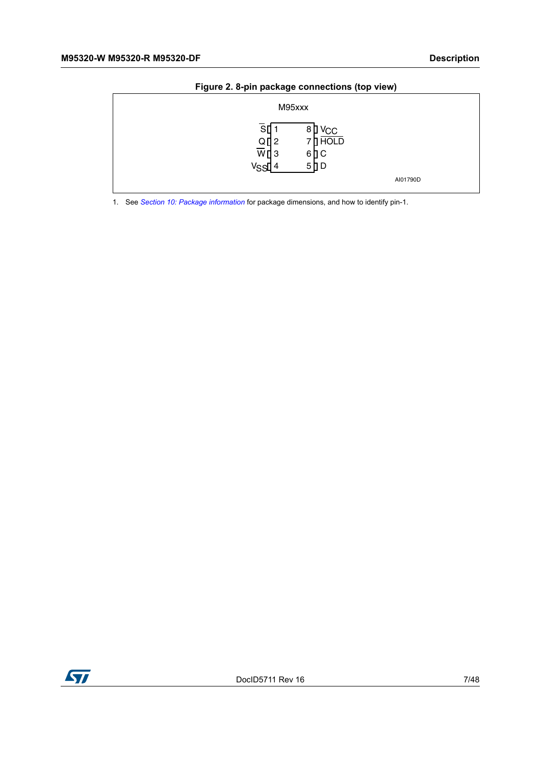**Figure 2. 8-pin package connections (top view)**

M95xxx

| Signal | Pin | Pin | Signal |
|---|---|---|---|
| $\overline{S}$ | 1 | 8 | $V_{CC}$ |
| Q | 2 | 7 | $\overline{HOLD}$ |
| $\overline{W}$ | 3 | 6 | C |
| $V_{SS}$ | 4 | 5 | D |

AI01790D

1. See *Section 10: Package information* for package dimensions, and how to identify pin-1.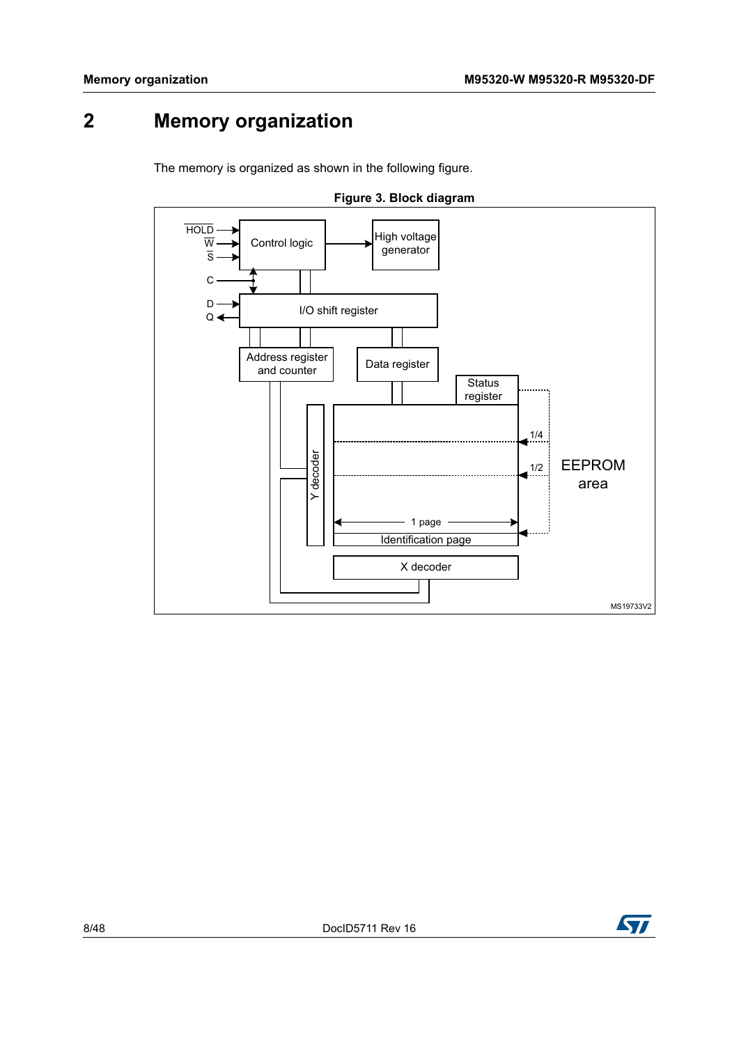# 2 Memory organization

The memory is organized as shown in the following figure.

**Figure 3. Block diagram**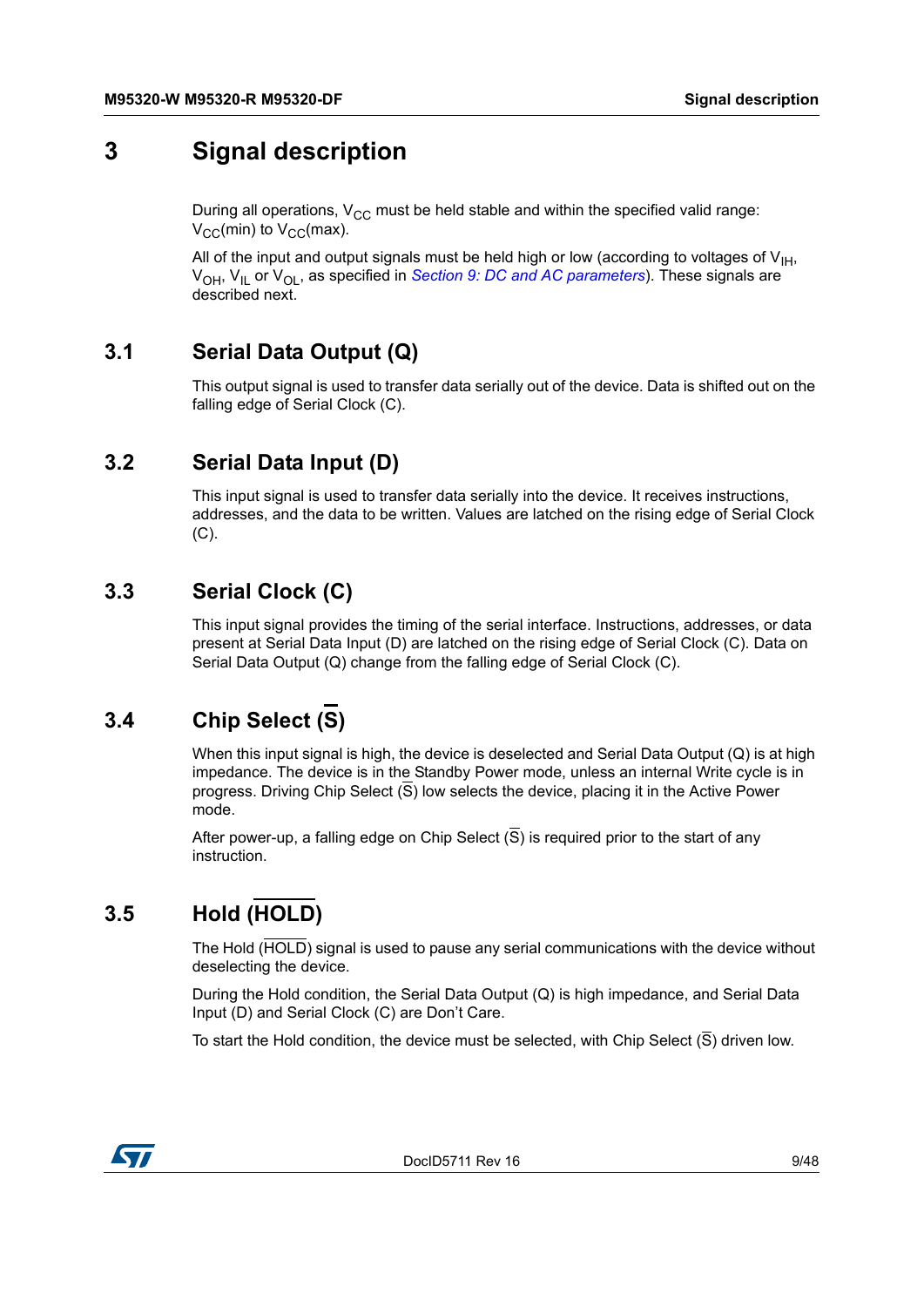# 3 Signal description

During all operations, $V_{CC}$ must be held stable and within the specified valid range: $V_{CC}$(min) to $V_{CC}$(max).

All of the input and output signals must be held high or low (according to voltages of $V_{IH}$, $V_{OH}$, $V_{IL}$ or $V_{OL}$, as specified in *Section 9: DC and AC parameters*). These signals are described next.

## 3.1 Serial Data Output (Q)

This output signal is used to transfer data serially out of the device. Data is shifted out on the falling edge of Serial Clock (C).

## 3.2 Serial Data Input (D)

This input signal is used to transfer data serially into the device. It receives instructions, addresses, and the data to be written. Values are latched on the rising edge of Serial Clock (C).

## 3.3 Serial Clock (C)

This input signal provides the timing of the serial interface. Instructions, addresses, or data present at Serial Data Input (D) are latched on the rising edge of Serial Clock (C). Data on Serial Data Output (Q) change from the falling edge of Serial Clock (C).

## 3.4 Chip Select ($\overline{S}$)

When this input signal is high, the device is deselected and Serial Data Output (Q) is at high impedance. The device is in the Standby Power mode, unless an internal Write cycle is in progress. Driving Chip Select ($\overline{S}$) low selects the device, placing it in the Active Power mode.

After power-up, a falling edge on Chip Select ($\overline{S}$) is required prior to the start of any instruction.

## 3.5 Hold ($\overline{HOLD}$)

The Hold ($\overline{HOLD}$) signal is used to pause any serial communications with the device without deselecting the device.

During the Hold condition, the Serial Data Output (Q) is high impedance, and Serial Data Input (D) and Serial Clock (C) are Don't Care.

To start the Hold condition, the device must be selected, with Chip Select ($\overline{S}$) driven low.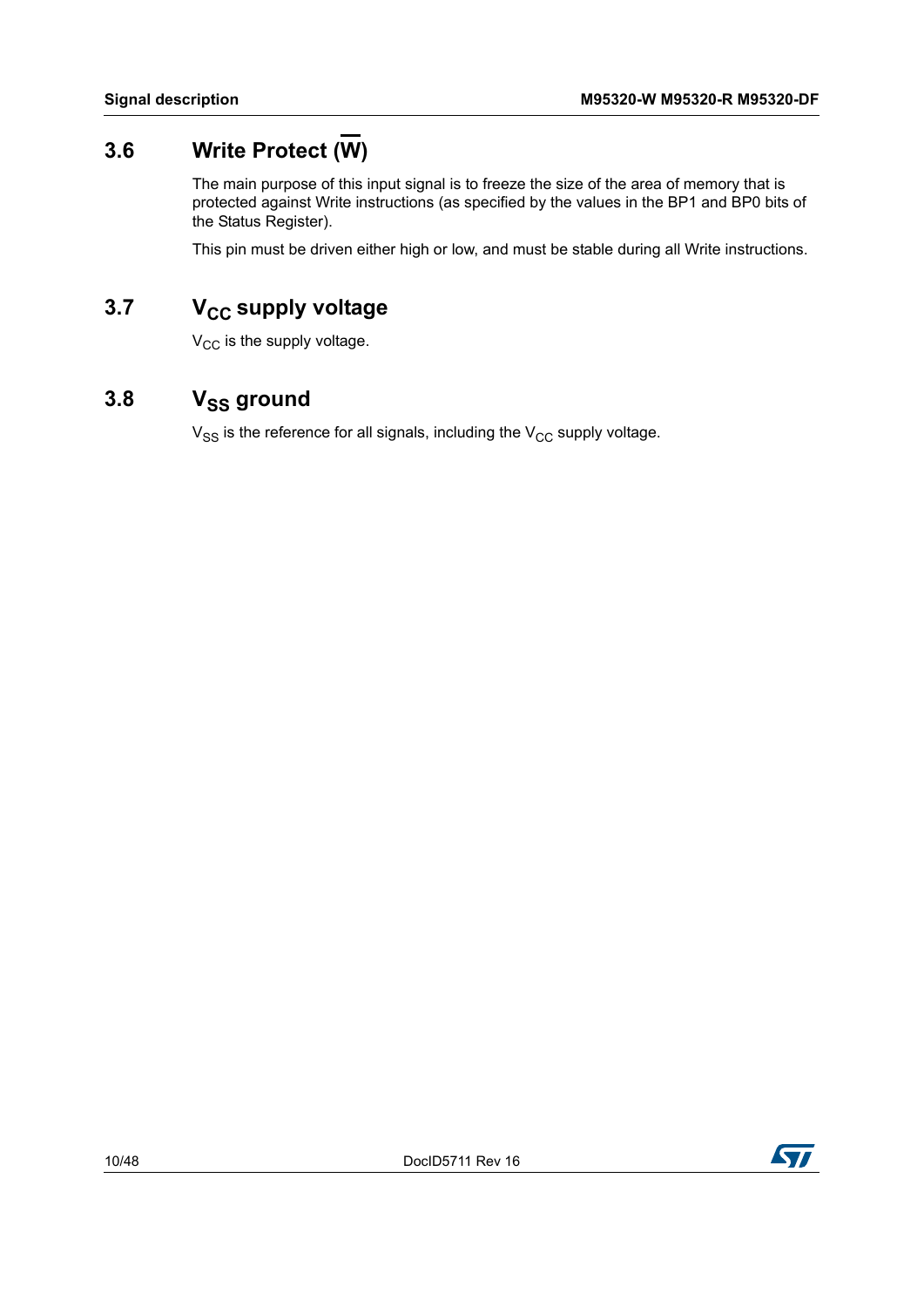## 3.6 Write Protect ($\overline{W}$)

The main purpose of this input signal is to freeze the size of the area of memory that is protected against Write instructions (as specified by the values in the BP1 and BP0 bits of the Status Register).

This pin must be driven either high or low, and must be stable during all Write instructions.

## 3.7 $V_{CC}$ supply voltage

$V_{CC}$ is the supply voltage.

## 3.8 $V_{SS}$ ground

$V_{SS}$ is the reference for all signals, including the $V_{CC}$ supply voltage.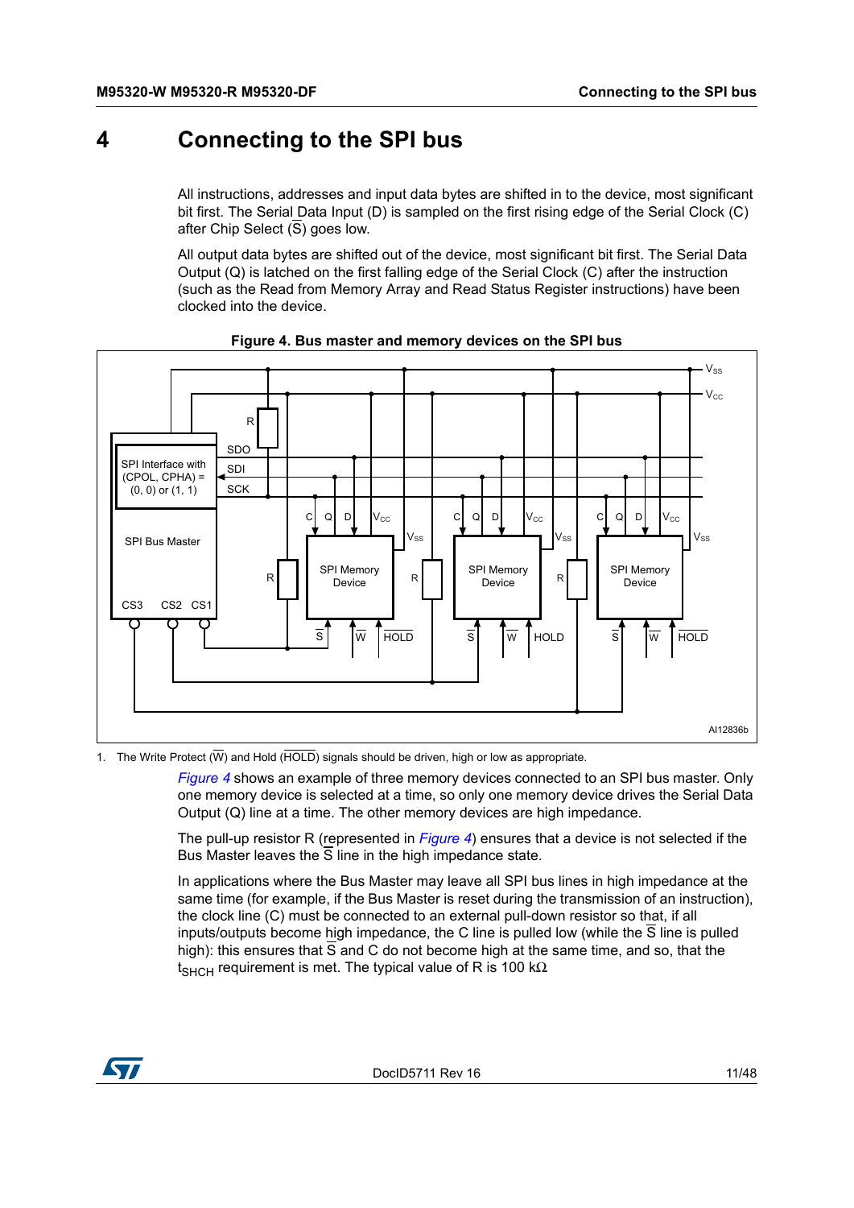# 4 Connecting to the SPI bus

All instructions, addresses and input data bytes are shifted in to the device, most significant bit first. The Serial Data Input (D) is sampled on the first rising edge of the Serial Clock (C) after Chip Select ($\overline{S}$) goes low.

All output data bytes are shifted out of the device, most significant bit first. The Serial Data Output (Q) is latched on the first falling edge of the Serial Clock (C) after the instruction (such as the Read from Memory Array and Read Status Register instructions) have been clocked into the device.

**Figure 4. Bus master and memory devices on the SPI bus**

1. The Write Protect ($\overline{W}$) and Hold ($\overline{HOLD}$) signals should be driven, high or low as appropriate.

*Figure 4* shows an example of three memory devices connected to an SPI bus master. Only one memory device is selected at a time, so only one memory device drives the Serial Data Output (Q) line at a time. The other memory devices are high impedance.

The pull-up resistor R (represented in *Figure 4*) ensures that a device is not selected if the Bus Master leaves the $\overline{S}$ line in the high impedance state.

In applications where the Bus Master may leave all SPI bus lines in high impedance at the same time (for example, if the Bus Master is reset during the transmission of an instruction), the clock line (C) must be connected to an external pull-down resistor so that, if all inputs/outputs become high impedance, the C line is pulled low (while the $\overline{S}$ line is pulled high): this ensures that $\overline{S}$ and C do not become high at the same time, and so, that the $t_{SHCH}$ requirement is met. The typical value of R is 100 kΩ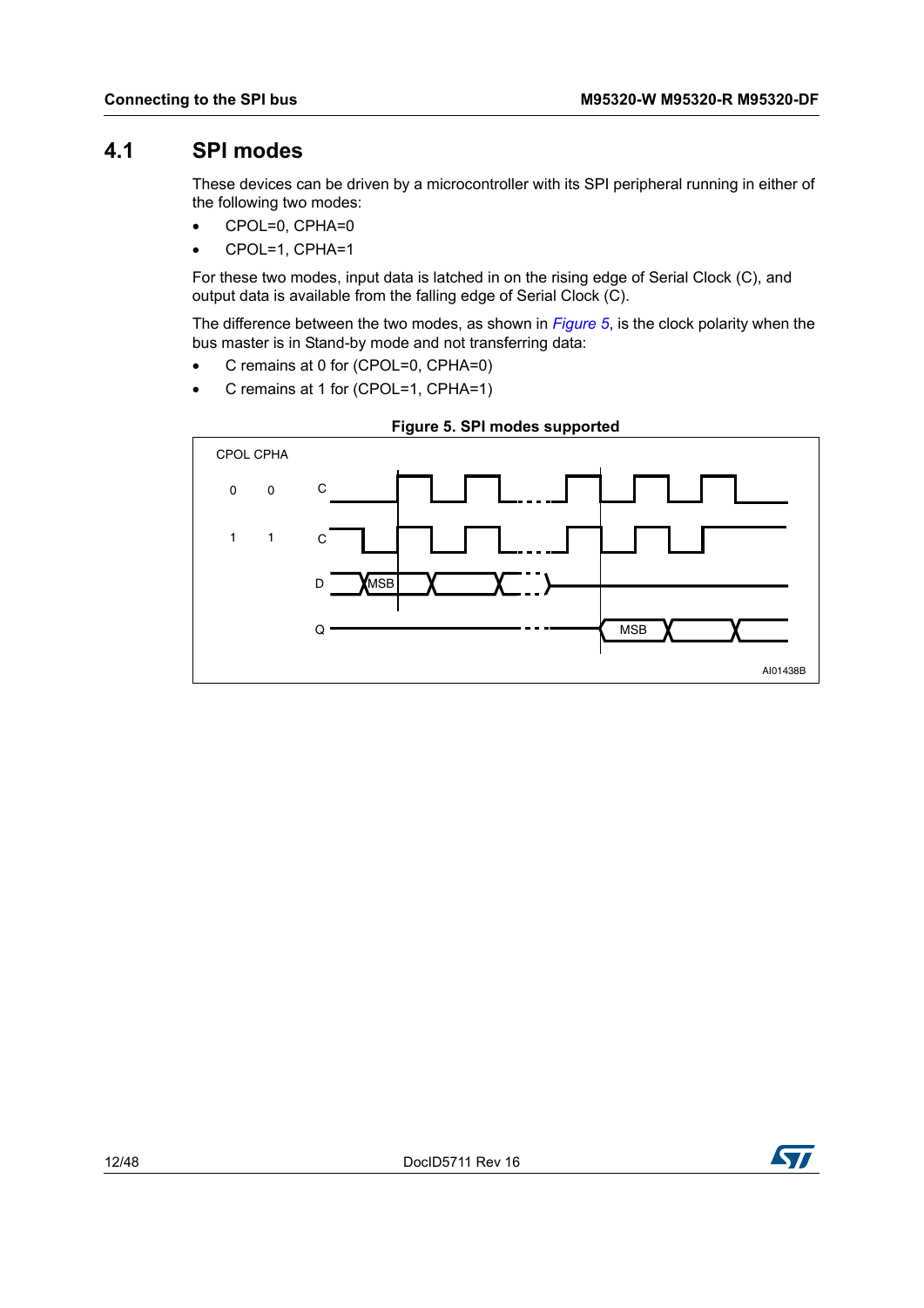## 4.1 SPI modes

These devices can be driven by a microcontroller with its SPI peripheral running in either of the following two modes:

- CPOL=0, CPHA=0
- CPOL=1, CPHA=1

For these two modes, input data is latched in on the rising edge of Serial Clock (C), and output data is available from the falling edge of Serial Clock (C).

The difference between the two modes, as shown in *Figure 5*, is the clock polarity when the bus master is in Stand-by mode and not transferring data:

- C remains at 0 for (CPOL=0, CPHA=0)
- C remains at 1 for (CPOL=1, CPHA=1)

**Figure 5. SPI modes supported**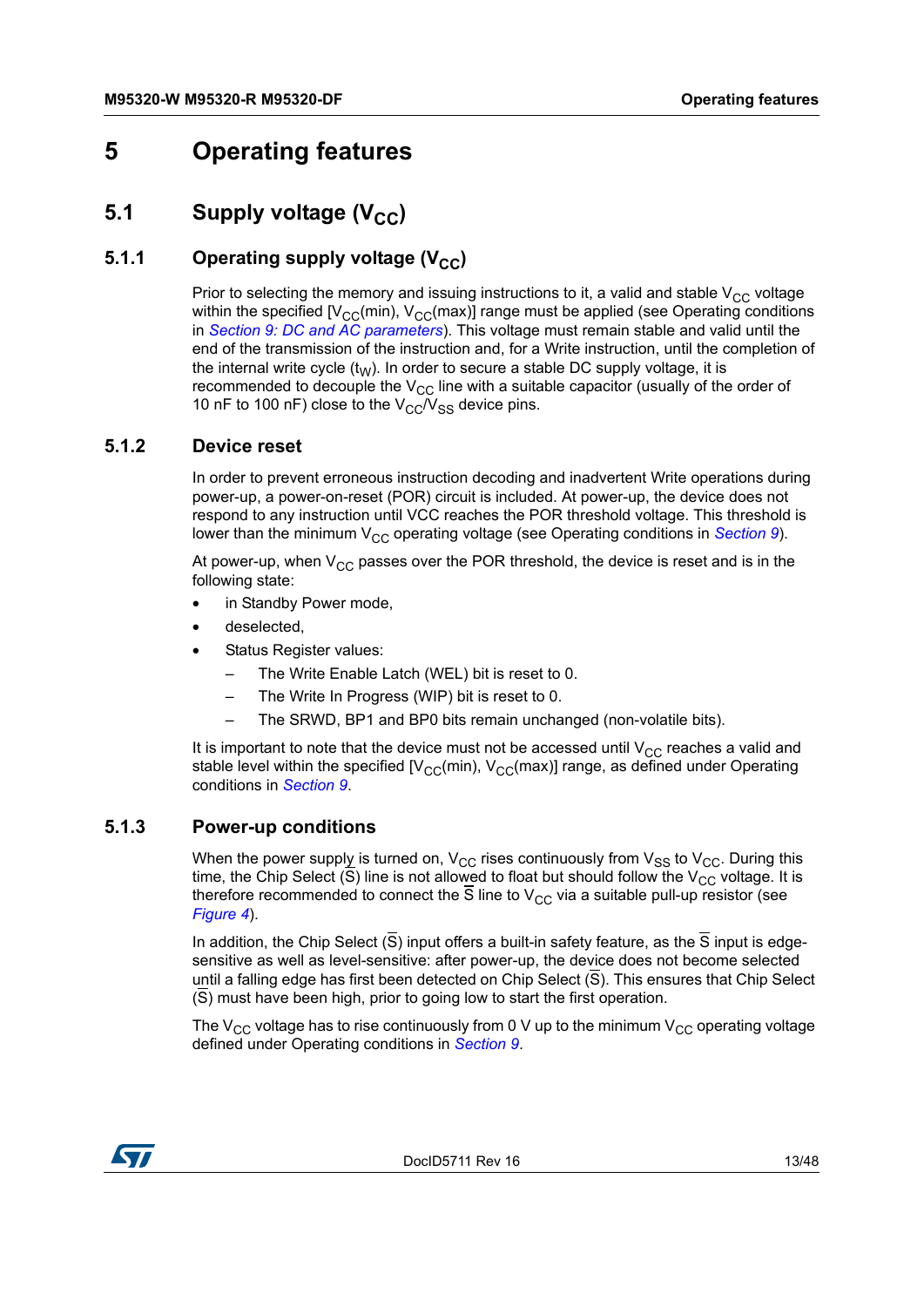# 5 Operating features

## 5.1 Supply voltage ($V_{CC}$)

### 5.1.1 Operating supply voltage ($V_{CC}$)

Prior to selecting the memory and issuing instructions to it, a valid and stable $V_{CC}$ voltage within the specified [$V_{CC}$(min), $V_{CC}$(max)] range must be applied (see Operating conditions in *Section 9: DC and AC parameters*). This voltage must remain stable and valid until the end of the transmission of the instruction and, for a Write instruction, until the completion of the internal write cycle ($t_W$). In order to secure a stable DC supply voltage, it is recommended to decouple the $V_{CC}$ line with a suitable capacitor (usually of the order of 10 nF to 100 nF) close to the $V_{CC}$/$V_{SS}$ device pins.

### 5.1.2 Device reset

In order to prevent erroneous instruction decoding and inadvertent Write operations during power-up, a power-on-reset (POR) circuit is included. At power-up, the device does not respond to any instruction until VCC reaches the POR threshold voltage. This threshold is lower than the minimum $V_{CC}$ operating voltage (see Operating conditions in *Section 9*).

At power-up, when $V_{CC}$ passes over the POR threshold, the device is reset and is in the following state:

- in Standby Power mode,
- deselected,
- Status Register values:
  - The Write Enable Latch (WEL) bit is reset to 0.
  - The Write In Progress (WIP) bit is reset to 0.
  - The SRWD, BP1 and BP0 bits remain unchanged (non-volatile bits).

It is important to note that the device must not be accessed until $V_{CC}$ reaches a valid and stable level within the specified [$V_{CC}$(min), $V_{CC}$(max)] range, as defined under Operating conditions in *Section 9*.

### 5.1.3 Power-up conditions

When the power supply is turned on, $V_{CC}$ rises continuously from $V_{SS}$ to $V_{CC}$. During this time, the Chip Select ($\overline{S}$) line is not allowed to float but should follow the $V_{CC}$ voltage. It is therefore recommended to connect the $\overline{S}$ line to $V_{CC}$ via a suitable pull-up resistor (see *Figure 4*).

In addition, the Chip Select ($\overline{S}$) input offers a built-in safety feature, as the $\overline{S}$ input is edge-sensitive as well as level-sensitive: after power-up, the device does not become selected until a falling edge has first been detected on Chip Select ($\overline{S}$). This ensures that Chip Select ($\overline{S}$) must have been high, prior to going low to start the first operation.

The $V_{CC}$ voltage has to rise continuously from 0 V up to the minimum $V_{CC}$ operating voltage defined under Operating conditions in *Section 9*.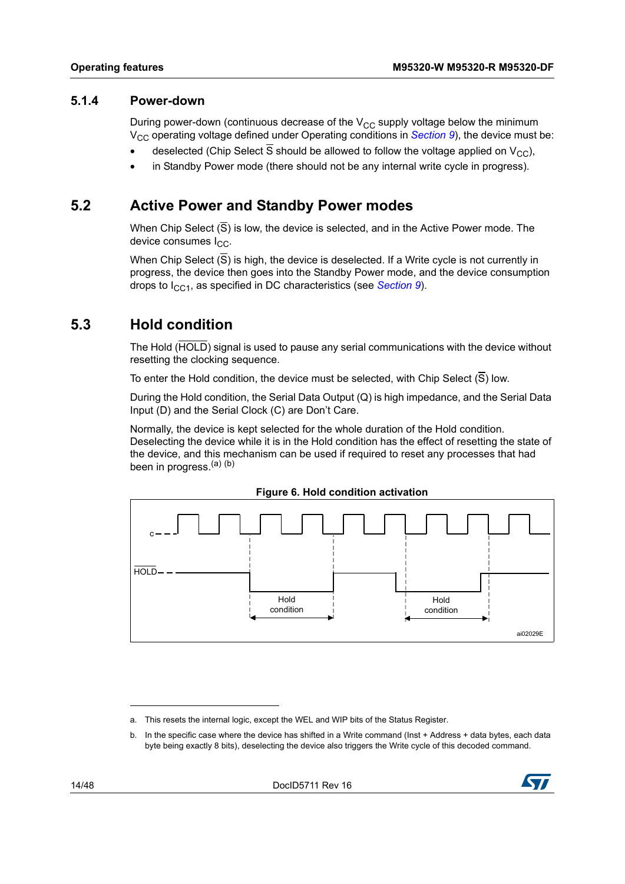### 5.1.4 Power-down

During power-down (continuous decrease of the $V_{CC}$ supply voltage below the minimum $V_{CC}$ operating voltage defined under Operating conditions in *Section 9*), the device must be:

- deselected (Chip Select $\overline{S}$ should be allowed to follow the voltage applied on $V_{CC}$),
- in Standby Power mode (there should not be any internal write cycle in progress).

## 5.2 Active Power and Standby Power modes

When Chip Select ($\overline{S}$) is low, the device is selected, and in the Active Power mode. The device consumes $I_{CC}$.

When Chip Select ($\overline{S}$) is high, the device is deselected. If a Write cycle is not currently in progress, the device then goes into the Standby Power mode, and the device consumption drops to $I_{CC1}$, as specified in DC characteristics (see *Section 9*).

## 5.3 Hold condition

The Hold ($\overline{HOLD}$) signal is used to pause any serial communications with the device without resetting the clocking sequence.

To enter the Hold condition, the device must be selected, with Chip Select ($\overline{S}$) low.

During the Hold condition, the Serial Data Output (Q) is high impedance, and the Serial Data Input (D) and the Serial Clock (C) are Don't Care.

Normally, the device is kept selected for the whole duration of the Hold condition. Deselecting the device while it is in the Hold condition has the effect of resetting the state of the device, and this mechanism can be used if required to reset any processes that had been in progress.[a] [b]

**Figure 6. Hold condition activation**

---

a. This resets the internal logic, except the WEL and WIP bits of the Status Register.

b. In the specific case where the device has shifted in a Write command (Inst + Address + data bytes, each data byte being exactly 8 bits), deselecting the device also triggers the Write cycle of this decoded command.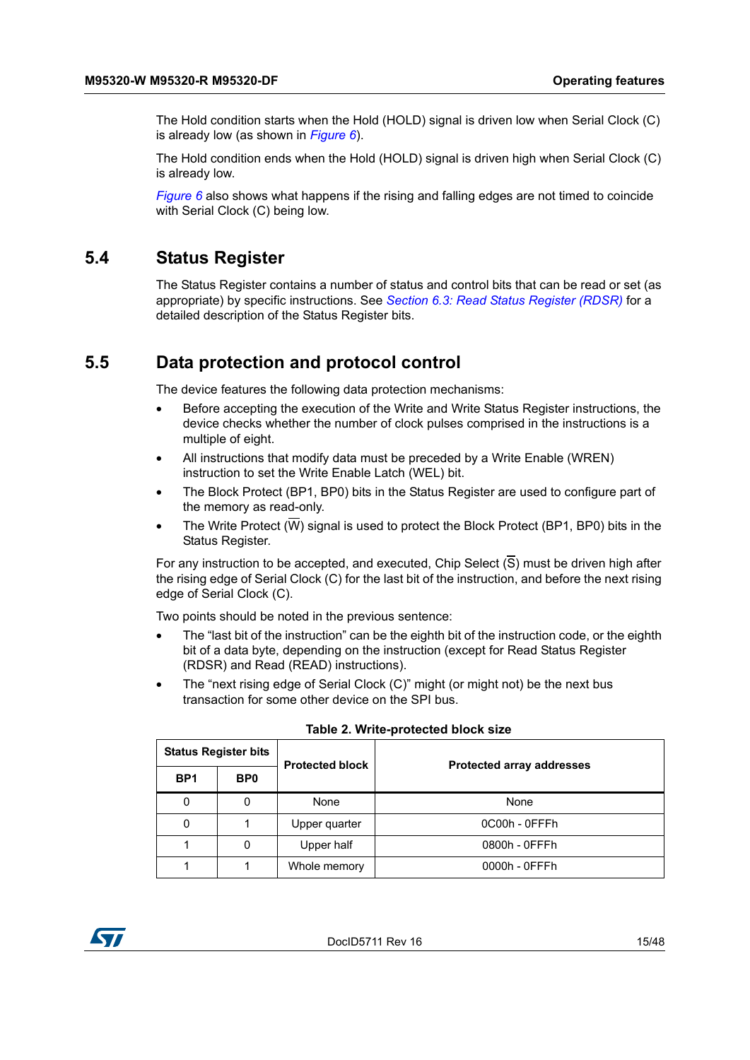The Hold condition starts when the Hold (HOLD) signal is driven low when Serial Clock (C) is already low (as shown in *Figure 6*).

The Hold condition ends when the Hold (HOLD) signal is driven high when Serial Clock (C) is already low.

*Figure 6* also shows what happens if the rising and falling edges are not timed to coincide with Serial Clock (C) being low.

## 5.4 Status Register

The Status Register contains a number of status and control bits that can be read or set (as appropriate) by specific instructions. See *Section 6.3: Read Status Register (RDSR)* for a detailed description of the Status Register bits.

## 5.5 Data protection and protocol control

The device features the following data protection mechanisms:

- Before accepting the execution of the Write and Write Status Register instructions, the device checks whether the number of clock pulses comprised in the instructions is a multiple of eight.
- All instructions that modify data must be preceded by a Write Enable (WREN) instruction to set the Write Enable Latch (WEL) bit.
- The Block Protect (BP1, BP0) bits in the Status Register are used to configure part of the memory as read-only.
- The Write Protect ($\overline{W}$) signal is used to protect the Block Protect (BP1, BP0) bits in the Status Register.

For any instruction to be accepted, and executed, Chip Select ($\overline{S}$) must be driven high after the rising edge of Serial Clock (C) for the last bit of the instruction, and before the next rising edge of Serial Clock (C).

Two points should be noted in the previous sentence:

- The “last bit of the instruction” can be the eighth bit of the instruction code, or the eighth bit of a data byte, depending on the instruction (except for Read Status Register (RDSR) and Read (READ) instructions).
- The “next rising edge of Serial Clock (C)” might (or might not) be the next bus transaction for some other device on the SPI bus.

**Table 2. Write-protected block size**

| Status Register bits | | Protected block | Protected array addresses |
|---|---|---|---|
| BP1 | BP0 | | |
| 0 | 0 | None | None |
| 0 | 1 | Upper quarter | 0C00h - 0FFFh |
| 1 | 0 | Upper half | 0800h - 0FFFh |
| 1 | 1 | Whole memory | 0000h - 0FFFh |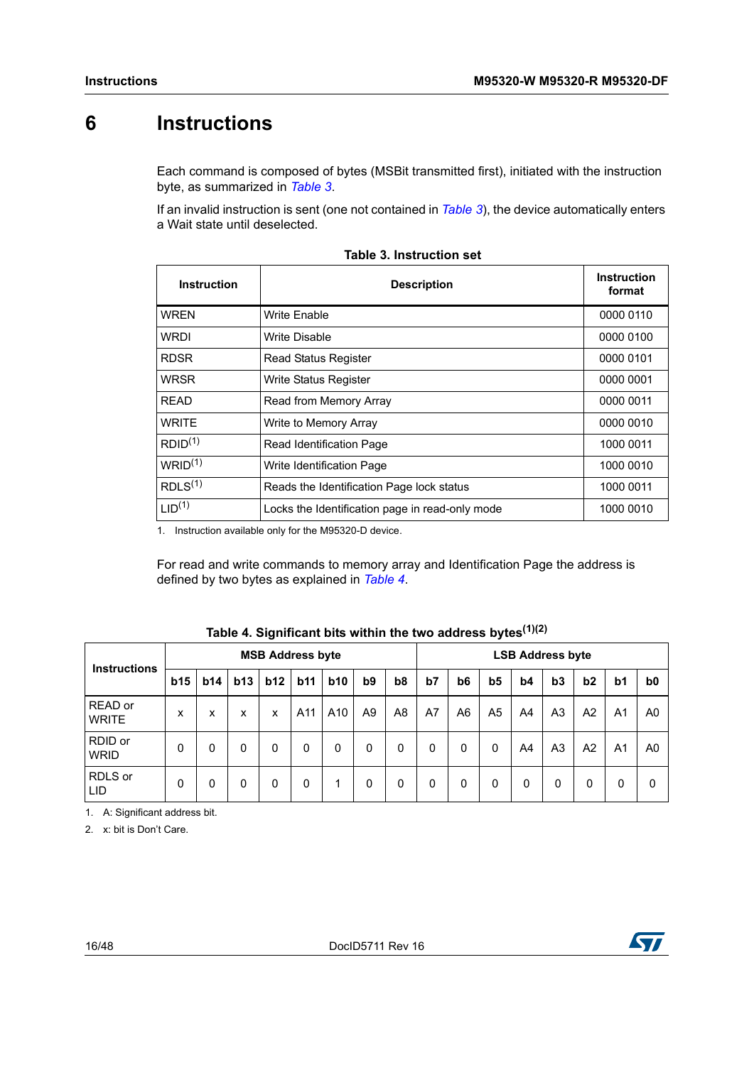# 6 Instructions

Each command is composed of bytes (MSBit transmitted first), initiated with the instruction byte, as summarized in *Table 3*.

If an invalid instruction is sent (one not contained in *Table 3*), the device automatically enters a Wait state until deselected.

**Table 3. Instruction set**

| Instruction | Description | Instruction format |
|---|---|---|
| WREN | Write Enable | 0000 0110 |
| WRDI | Write Disable | 0000 0100 |
| RDSR | Read Status Register | 0000 0101 |
| WRSR | Write Status Register | 0000 0001 |
| READ | Read from Memory Array | 0000 0011 |
| WRITE | Write to Memory Array | 0000 0010 |
| RDID(1) | Read Identification Page | 1000 0011 |
| WRID(1) | Write Identification Page | 1000 0010 |
| RDLS(1) | Reads the Identification Page lock status | 1000 0011 |
| LID(1) | Locks the Identification page in read-only mode | 1000 0010 |

1. Instruction available only for the M95320-D device.

For read and write commands to memory array and Identification Page the address is defined by two bytes as explained in *Table 4*.

**Table 4. Significant bits within the two address bytes(1)(2)**

| Instructions | MSB Address byte | | | | | | | | LSB Address byte | | | | | | | |
|---|---|---|---|---|---|---|---|---|---|---|---|---|---|---|---|---|
| | b15 | b14 | b13 | b12 | b11 | b10 | b9 | b8 | b7 | b6 | b5 | b4 | b3 | b2 | b1 | b0 |
| READ or WRITE | x | x | x | x | A11 | A10 | A9 | A8 | A7 | A6 | A5 | A4 | A3 | A2 | A1 | A0 |
| RDID or WRID | 0 | 0 | 0 | 0 | 0 | 0 | 0 | 0 | 0 | 0 | 0 | A4 | A3 | A2 | A1 | A0 |
| RDLS or LID | 0 | 0 | 0 | 0 | 0 | 1 | 0 | 0 | 0 | 0 | 0 | 0 | 0 | 0 | 0 | 0 |

1. A: Significant address bit.
2. x: bit is Don't Care.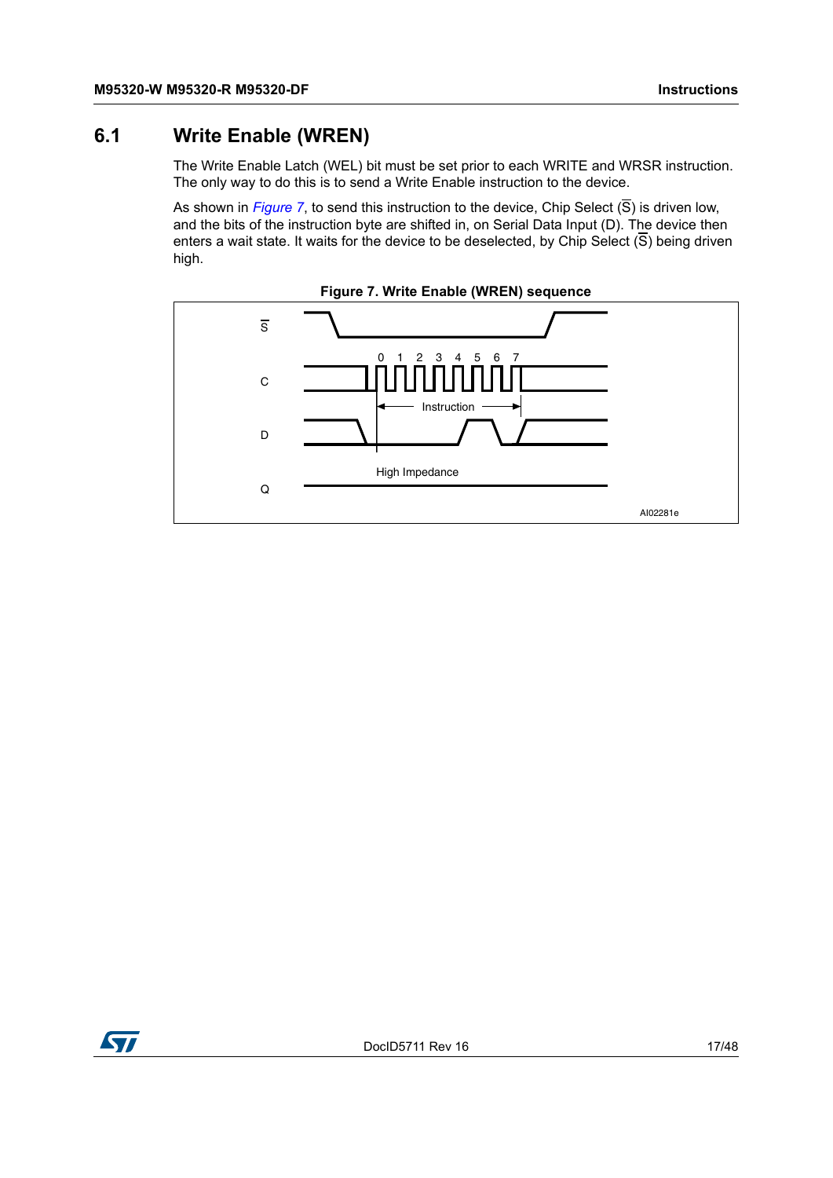## 6.1 Write Enable (WREN)

The Write Enable Latch (WEL) bit must be set prior to each WRITE and WRSR instruction. The only way to do this is to send a Write Enable instruction to the device.

As shown in *Figure 7*, to send this instruction to the device, Chip Select ($\overline{S}$) is driven low, and the bits of the instruction byte are shifted in, on Serial Data Input (D). The device then enters a wait state. It waits for the device to be deselected, by Chip Select ($\overline{S}$) being driven high.

**Figure 7. Write Enable (WREN) sequence**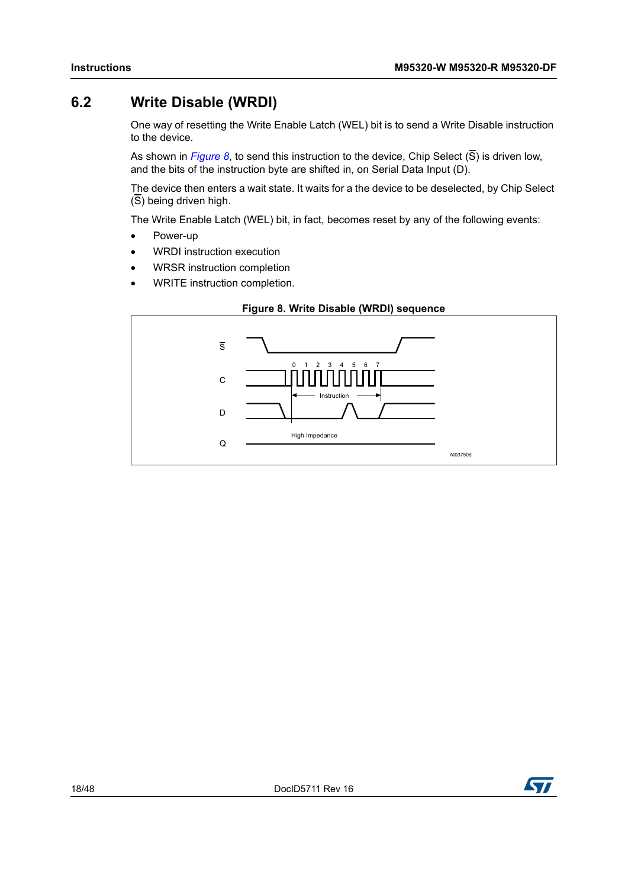## 6.2 Write Disable (WRDI)

One way of resetting the Write Enable Latch (WEL) bit is to send a Write Disable instruction to the device.

As shown in *Figure 8*, to send this instruction to the device, Chip Select ($\overline{S}$) is driven low, and the bits of the instruction byte are shifted in, on Serial Data Input (D).

The device then enters a wait state. It waits for a the device to be deselected, by Chip Select ($\overline{S}$) being driven high.

The Write Enable Latch (WEL) bit, in fact, becomes reset by any of the following events:

- Power-up
- WRDI instruction execution
- WRSR instruction completion
- WRITE instruction completion.

**Figure 8. Write Disable (WRDI) sequence**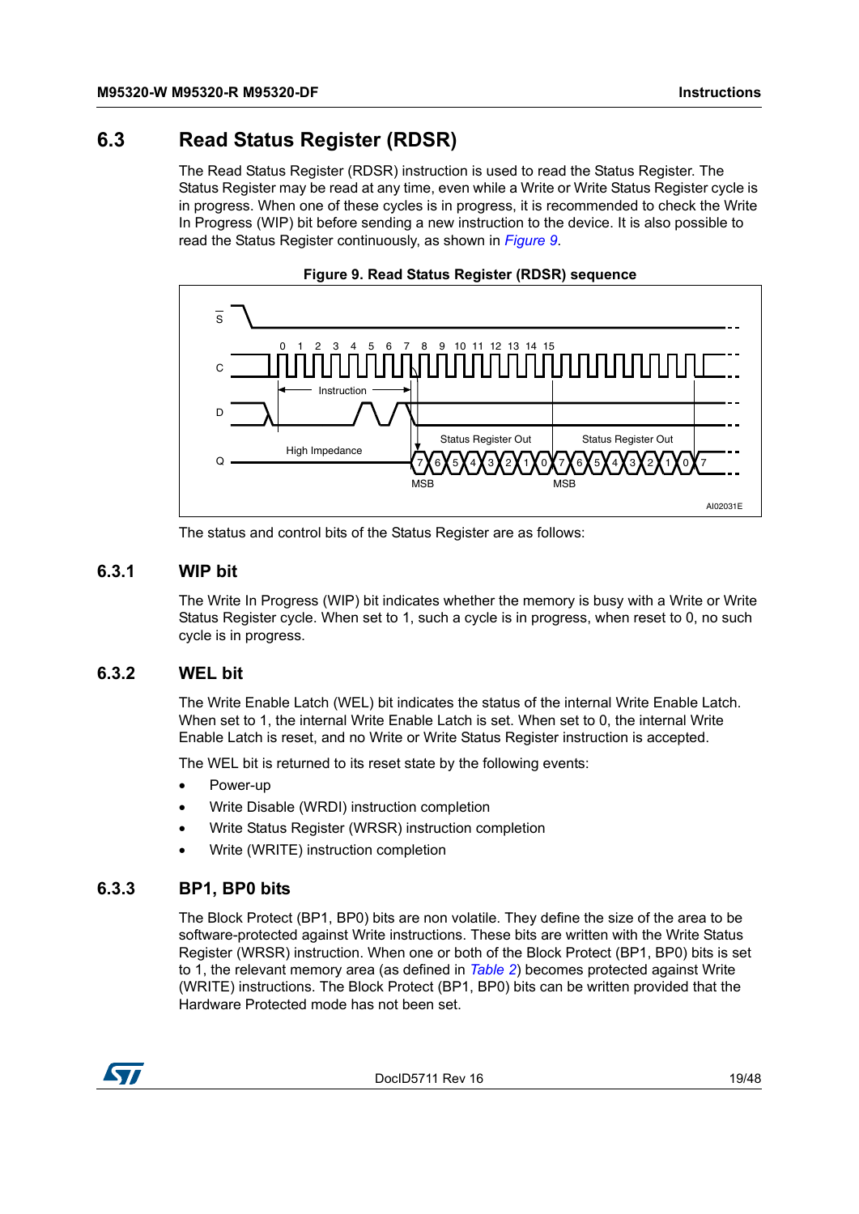## 6.3 Read Status Register (RDSR)

The Read Status Register (RDSR) instruction is used to read the Status Register. The Status Register may be read at any time, even while a Write or Write Status Register cycle is in progress. When one of these cycles is in progress, it is recommended to check the Write In Progress (WIP) bit before sending a new instruction to the device. It is also possible to read the Status Register continuously, as shown in *Figure 9*.

**Figure 9. Read Status Register (RDSR) sequence**

The status and control bits of the Status Register are as follows:

### 6.3.1 WIP bit

The Write In Progress (WIP) bit indicates whether the memory is busy with a Write or Write Status Register cycle. When set to 1, such a cycle is in progress, when reset to 0, no such cycle is in progress.

### 6.3.2 WEL bit

The Write Enable Latch (WEL) bit indicates the status of the internal Write Enable Latch. When set to 1, the internal Write Enable Latch is set. When set to 0, the internal Write Enable Latch is reset, and no Write or Write Status Register instruction is accepted.

The WEL bit is returned to its reset state by the following events:

- Power-up
- Write Disable (WRDI) instruction completion
- Write Status Register (WRSR) instruction completion
- Write (WRITE) instruction completion

### 6.3.3 BP1, BP0 bits

The Block Protect (BP1, BP0) bits are non volatile. They define the size of the area to be software-protected against Write instructions. These bits are written with the Write Status Register (WRSR) instruction. When one or both of the Block Protect (BP1, BP0) bits is set to 1, the relevant memory area (as defined in *Table 2*) becomes protected against Write (WRITE) instructions. The Block Protect (BP1, BP0) bits can be written provided that the Hardware Protected mode has not been set.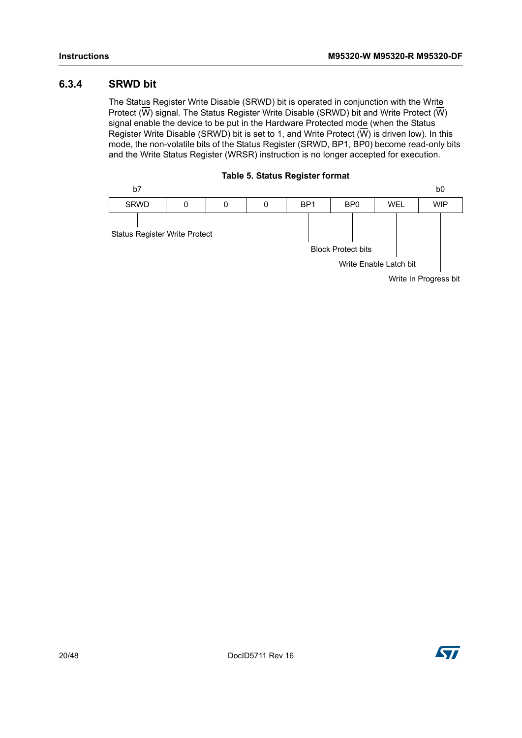### 6.3.4 SRWD bit

The Status Register Write Disable (SRWD) bit is operated in conjunction with the Write Protect ($\overline{W}$) signal. The Status Register Write Disable (SRWD) bit and Write Protect ($\overline{W}$) signal enable the device to be put in the Hardware Protected mode (when the Status Register Write Disable (SRWD) bit is set to 1, and Write Protect ($\overline{W}$) is driven low). In this mode, the non-volatile bits of the Status Register (SRWD, BP1, BP0) become read-only bits and the Write Status Register (WRSR) instruction is no longer accepted for execution.

**Table 5. Status Register format**

| b7 | | | | | | | b0 |
|---|---|---|---|---|---|---|---|
| SRWD | 0 | 0 | 0 | BP1 | BP0 | WEL | WIP |

- SRWD: Status Register Write Protect
- BP1, BP0: Block Protect bits
- WEL: Write Enable Latch bit
- WIP: Write In Progress bit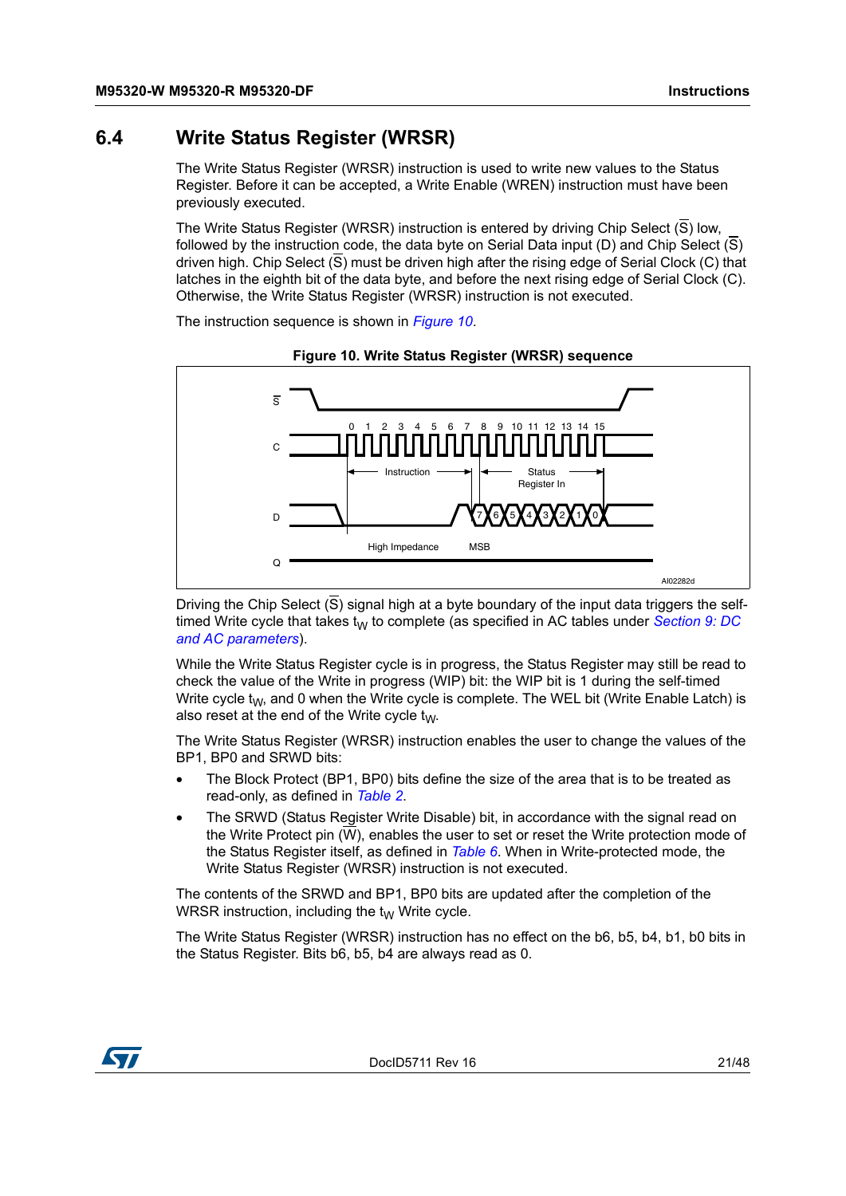## 6.4 Write Status Register (WRSR)

The Write Status Register (WRSR) instruction is used to write new values to the Status Register. Before it can be accepted, a Write Enable (WREN) instruction must have been previously executed.

The Write Status Register (WRSR) instruction is entered by driving Chip Select ($\overline{S}$) low, followed by the instruction code, the data byte on Serial Data input (D) and Chip Select ($\overline{S}$) driven high. Chip Select ($\overline{S}$) must be driven high after the rising edge of Serial Clock (C) that latches in the eighth bit of the data byte, and before the next rising edge of Serial Clock (C). Otherwise, the Write Status Register (WRSR) instruction is not executed.

The instruction sequence is shown in *Figure 10*.

**Figure 10. Write Status Register (WRSR) sequence**

Driving the Chip Select ($\overline{S}$) signal high at a byte boundary of the input data triggers the self-timed Write cycle that takes $t_W$ to complete (as specified in AC tables under *Section 9: DC and AC parameters*).

While the Write Status Register cycle is in progress, the Status Register may still be read to check the value of the Write in progress (WIP) bit: the WIP bit is 1 during the self-timed Write cycle $t_W$, and 0 when the Write cycle is complete. The WEL bit (Write Enable Latch) is also reset at the end of the Write cycle $t_W$.

The Write Status Register (WRSR) instruction enables the user to change the values of the BP1, BP0 and SRWD bits:

- The Block Protect (BP1, BP0) bits define the size of the area that is to be treated as read-only, as defined in *Table 2*.
- The SRWD (Status Register Write Disable) bit, in accordance with the signal read on the Write Protect pin ($\overline{W}$), enables the user to set or reset the Write protection mode of the Status Register itself, as defined in *Table 6*. When in Write-protected mode, the Write Status Register (WRSR) instruction is not executed.

The contents of the SRWD and BP1, BP0 bits are updated after the completion of the WRSR instruction, including the $t_W$ Write cycle.

The Write Status Register (WRSR) instruction has no effect on the b6, b5, b4, b1, b0 bits in the Status Register. Bits b6, b5, b4 are always read as 0.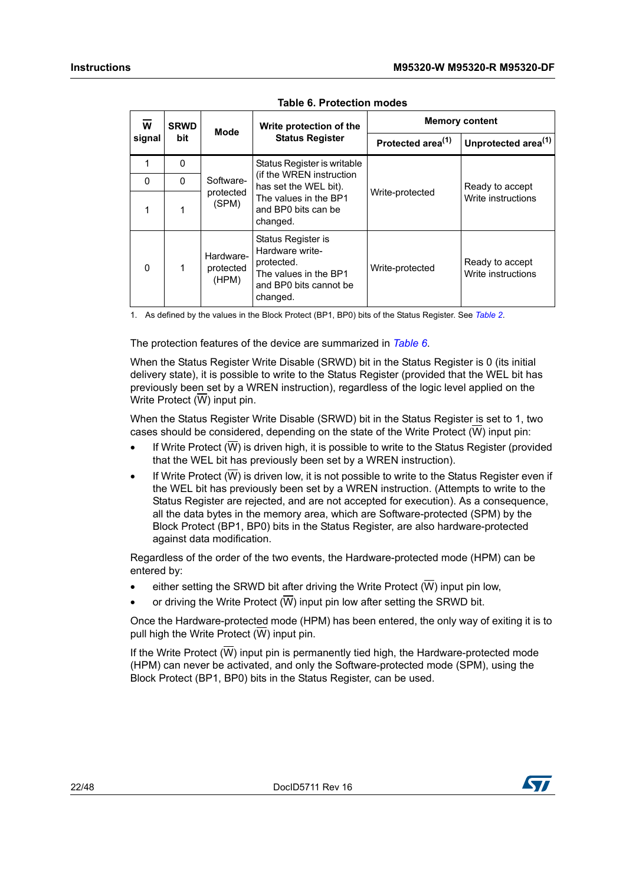**Table 6. Protection modes**

| $\overline{W}$ signal | SRWD bit | Mode | Write protection of the Status Register | Memory content | |
|---|---|---|---|---|---|
| | | | | Protected area(1) | Unprotected area(1) |
| 1 | 0 | Software-protected (SPM) | Status Register is writable (if the WREN instruction has set the WEL bit). The values in the BP1 and BP0 bits can be changed. | Write-protected | Ready to accept Write instructions |
| 0 | 0 | | | | |
| 1 | 1 | | | | |
| 0 | 1 | Hardware-protected (HPM) | Status Register is Hardware write-protected. The values in the BP1 and BP0 bits cannot be changed. | Write-protected | Ready to accept Write instructions |

1. As defined by the values in the Block Protect (BP1, BP0) bits of the Status Register. See *Table 2*.

The protection features of the device are summarized in *Table 6*.

When the Status Register Write Disable (SRWD) bit in the Status Register is 0 (its initial delivery state), it is possible to write to the Status Register (provided that the WEL bit has previously been set by a WREN instruction), regardless of the logic level applied on the Write Protect ($\overline{W}$) input pin.

When the Status Register Write Disable (SRWD) bit in the Status Register is set to 1, two cases should be considered, depending on the state of the Write Protect ($\overline{W}$) input pin:

- If Write Protect ($\overline{W}$) is driven high, it is possible to write to the Status Register (provided that the WEL bit has previously been set by a WREN instruction).
- If Write Protect ($\overline{W}$) is driven low, it is not possible to write to the Status Register even if the WEL bit has previously been set by a WREN instruction. (Attempts to write to the Status Register are rejected, and are not accepted for execution). As a consequence, all the data bytes in the memory area, which are Software-protected (SPM) by the Block Protect (BP1, BP0) bits in the Status Register, are also hardware-protected against data modification.

Regardless of the order of the two events, the Hardware-protected mode (HPM) can be entered by:

- either setting the SRWD bit after driving the Write Protect ($\overline{W}$) input pin low,
- or driving the Write Protect ($\overline{W}$) input pin low after setting the SRWD bit.

Once the Hardware-protected mode (HPM) has been entered, the only way of exiting it is to pull high the Write Protect ($\overline{W}$) input pin.

If the Write Protect ($\overline{W}$) input pin is permanently tied high, the Hardware-protected mode (HPM) can never be activated, and only the Software-protected mode (SPM), using the Block Protect (BP1, BP0) bits in the Status Register, can be used.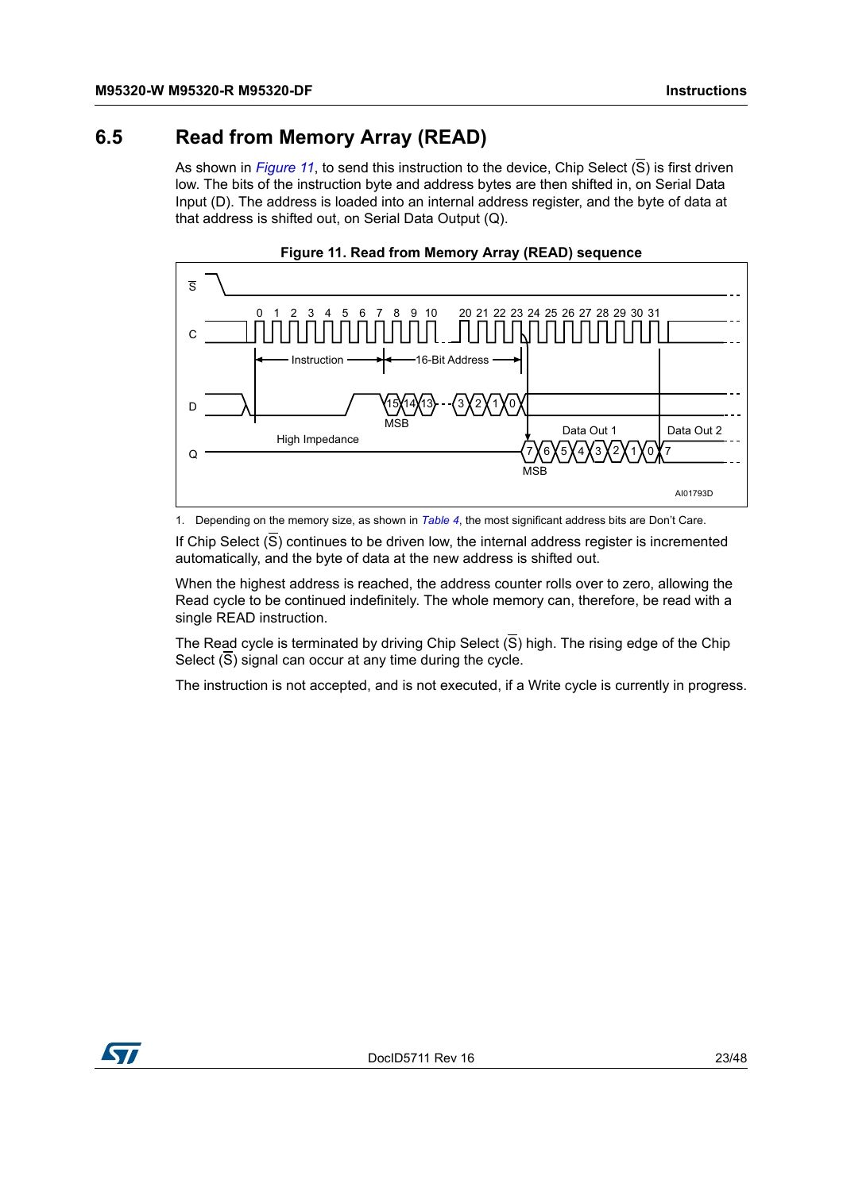## 6.5 Read from Memory Array (READ)

As shown in *Figure 11*, to send this instruction to the device, Chip Select ($\overline{S}$) is first driven low. The bits of the instruction byte and address bytes are then shifted in, on Serial Data Input (D). The address is loaded into an internal address register, and the byte of data at that address is shifted out, on Serial Data Output (Q).

**Figure 11. Read from Memory Array (READ) sequence**

1. Depending on the memory size, as shown in *Table 4*, the most significant address bits are Don't Care.

If Chip Select ($\overline{S}$) continues to be driven low, the internal address register is incremented automatically, and the byte of data at the new address is shifted out.

When the highest address is reached, the address counter rolls over to zero, allowing the Read cycle to be continued indefinitely. The whole memory can, therefore, be read with a single READ instruction.

The Read cycle is terminated by driving Chip Select ($\overline{S}$) high. The rising edge of the Chip Select ($\overline{S}$) signal can occur at any time during the cycle.

The instruction is not accepted, and is not executed, if a Write cycle is currently in progress.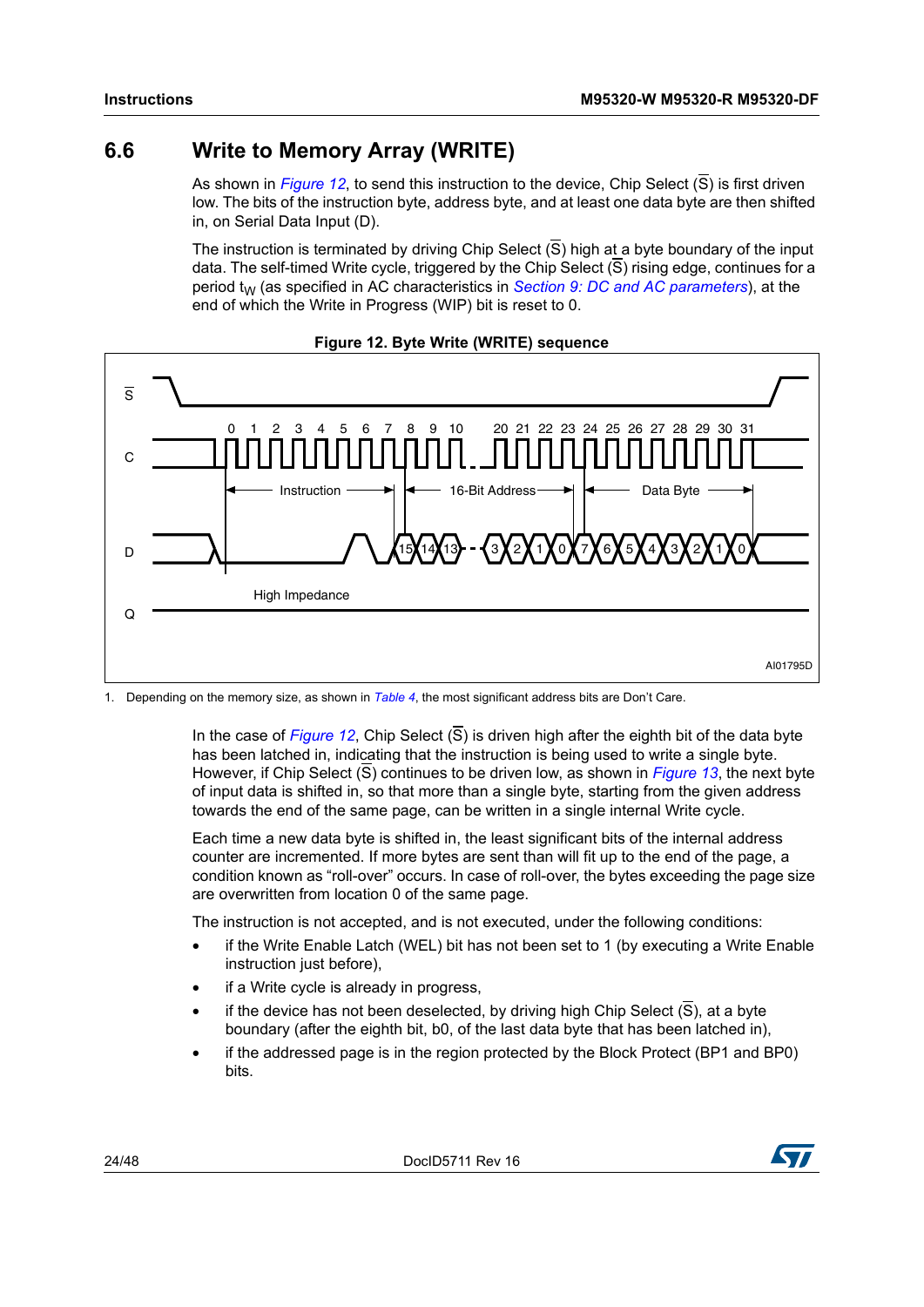## 6.6 Write to Memory Array (WRITE)

As shown in *Figure 12*, to send this instruction to the device, Chip Select ($\overline{S}$) is first driven low. The bits of the instruction byte, address byte, and at least one data byte are then shifted in, on Serial Data Input (D).

The instruction is terminated by driving Chip Select ($\overline{S}$) high at a byte boundary of the input data. The self-timed Write cycle, triggered by the Chip Select ($\overline{S}$) rising edge, continues for a period $t_W$ (as specified in AC characteristics in *Section 9: DC and AC parameters*), at the end of which the Write in Progress (WIP) bit is reset to 0.

**Figure 12. Byte Write (WRITE) sequence**

1. Depending on the memory size, as shown in *Table 4*, the most significant address bits are Don't Care.

In the case of *Figure 12*, Chip Select ($\overline{S}$) is driven high after the eighth bit of the data byte has been latched in, indicating that the instruction is being used to write a single byte. However, if Chip Select ($\overline{S}$) continues to be driven low, as shown in *Figure 13*, the next byte of input data is shifted in, so that more than a single byte, starting from the given address towards the end of the same page, can be written in a single internal Write cycle.

Each time a new data byte is shifted in, the least significant bits of the internal address counter are incremented. If more bytes are sent than will fit up to the end of the page, a condition known as "roll-over" occurs. In case of roll-over, the bytes exceeding the page size are overwritten from location 0 of the same page.

The instruction is not accepted, and is not executed, under the following conditions:

- if the Write Enable Latch (WEL) bit has not been set to 1 (by executing a Write Enable instruction just before),
- if a Write cycle is already in progress,
- if the device has not been deselected, by driving high Chip Select ($\overline{S}$), at a byte boundary (after the eighth bit, b0, of the last data byte that has been latched in),
- if the addressed page is in the region protected by the Block Protect (BP1 and BP0) bits.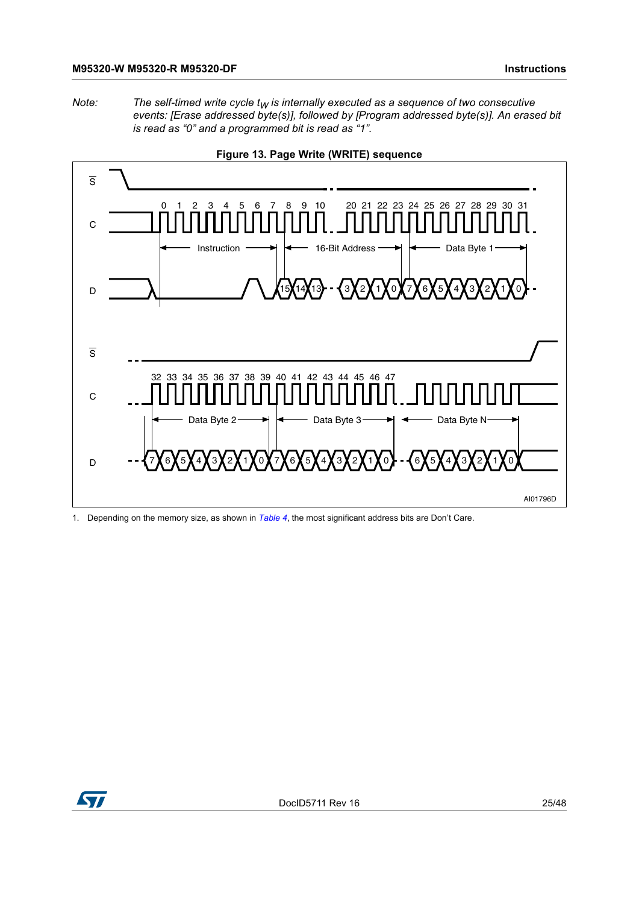*Note: The self-timed write cycle $t_W$ is internally executed as a sequence of two consecutive events: [Erase addressed byte(s)], followed by [Program addressed byte(s)]. An erased bit is read as "0" and a programmed bit is read as "1".*

**Figure 13. Page Write (WRITE) sequence**

1. Depending on the memory size, as shown in *Table 4*, the most significant address bits are Don't Care.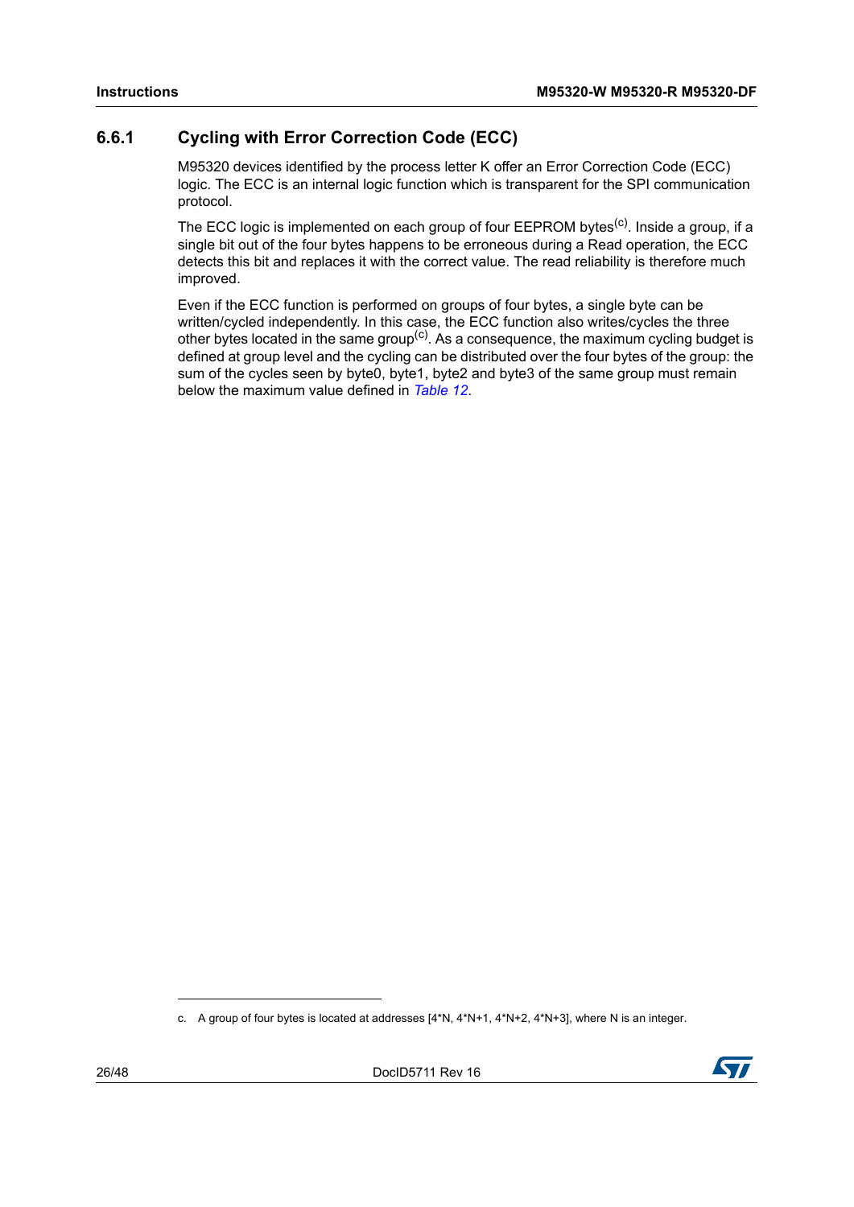### 6.6.1 Cycling with Error Correction Code (ECC)

M95320 devices identified by the process letter K offer an Error Correction Code (ECC) logic. The ECC is an internal logic function which is transparent for the SPI communication protocol.

The ECC logic is implemented on each group of four EEPROM bytes[c]. Inside a group, if a single bit out of the four bytes happens to be erroneous during a Read operation, the ECC detects this bit and replaces it with the correct value. The read reliability is therefore much improved.

Even if the ECC function is performed on groups of four bytes, a single byte can be written/cycled independently. In this case, the ECC function also writes/cycles the three other bytes located in the same group[c]. As a consequence, the maximum cycling budget is defined at group level and the cycling can be distributed over the four bytes of the group: the sum of the cycles seen by byte0, byte1, byte2 and byte3 of the same group must remain below the maximum value defined in *Table 12*.

c. A group of four bytes is located at addresses [4*N, 4*N+1, 4*N+2, 4*N+3], where N is an integer.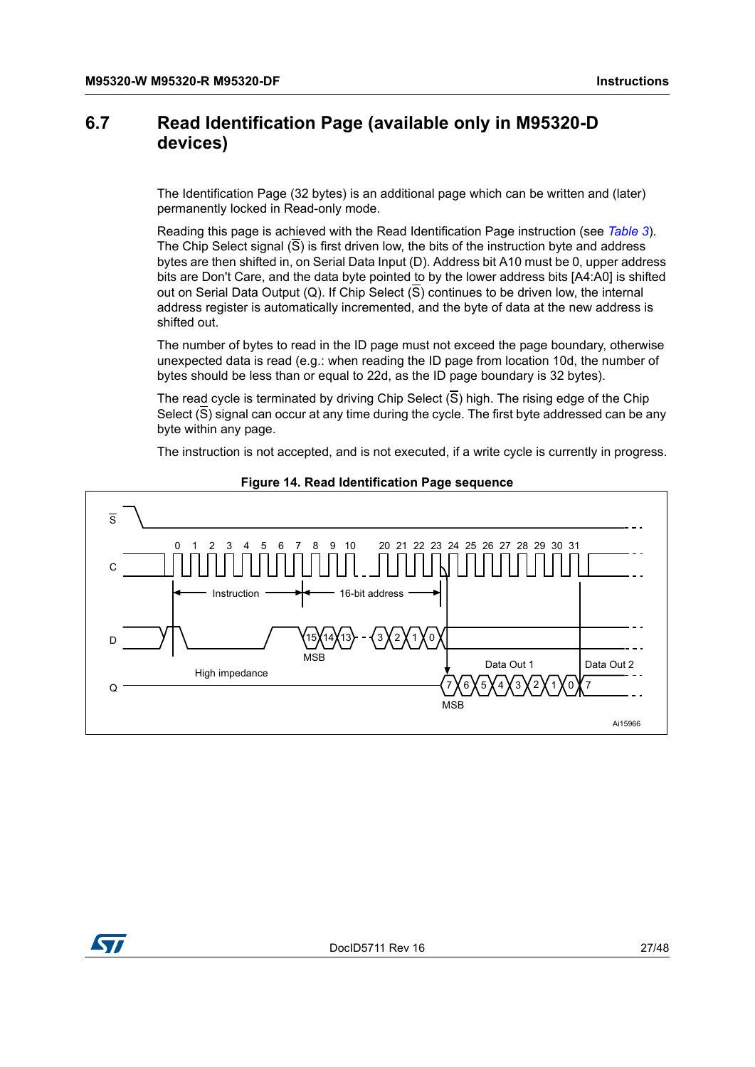## 6.7 Read Identification Page (available only in M95320-D devices)

The Identification Page (32 bytes) is an additional page which can be written and (later) permanently locked in Read-only mode.

Reading this page is achieved with the Read Identification Page instruction (see *Table 3*). The Chip Select signal ($\overline{S}$) is first driven low, the bits of the instruction byte and address bytes are then shifted in, on Serial Data Input (D). Address bit A10 must be 0, upper address bits are Don't Care, and the data byte pointed to by the lower address bits [A4:A0] is shifted out on Serial Data Output (Q). If Chip Select ($\overline{S}$) continues to be driven low, the internal address register is automatically incremented, and the byte of data at the new address is shifted out.

The number of bytes to read in the ID page must not exceed the page boundary, otherwise unexpected data is read (e.g.: when reading the ID page from location 10d, the number of bytes should be less than or equal to 22d, as the ID page boundary is 32 bytes).

The read cycle is terminated by driving Chip Select ($\overline{S}$) high. The rising edge of the Chip Select ($\overline{S}$) signal can occur at any time during the cycle. The first byte addressed can be any byte within any page.

The instruction is not accepted, and is not executed, if a write cycle is currently in progress.

**Figure 14. Read Identification Page sequence**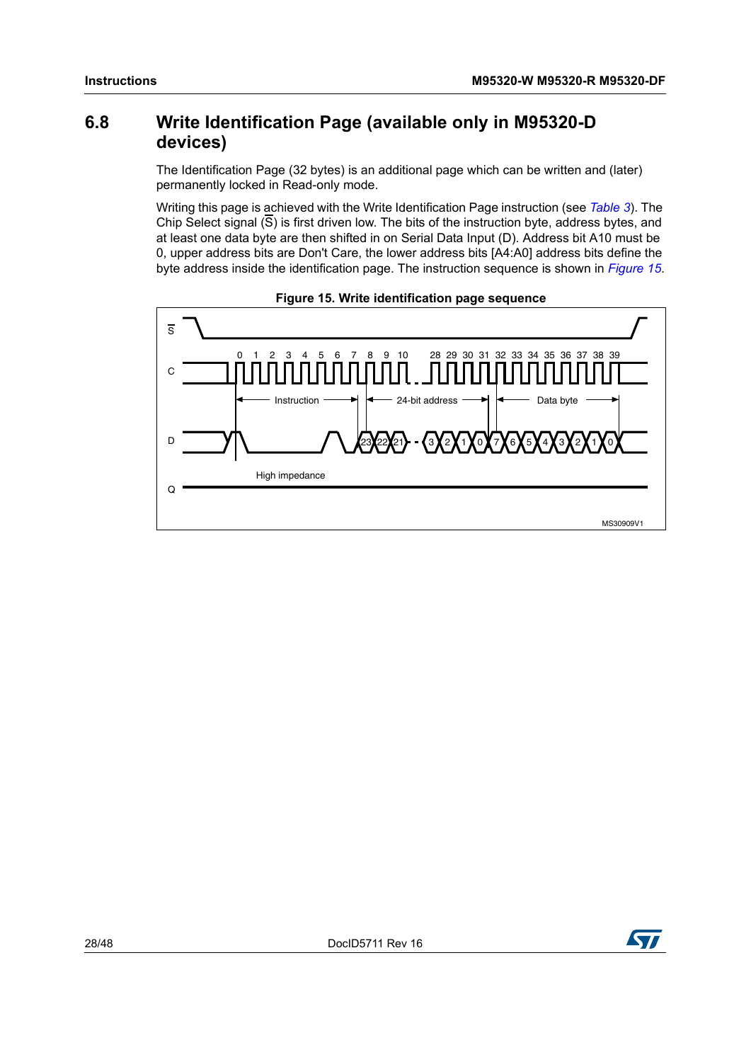## 6.8 Write Identification Page (available only in M95320-D devices)

The Identification Page (32 bytes) is an additional page which can be written and (later) permanently locked in Read-only mode.

Writing this page is achieved with the Write Identification Page instruction (see *Table 3*). The Chip Select signal ($\overline{S}$) is first driven low. The bits of the instruction byte, address bytes, and at least one data byte are then shifted in on Serial Data Input (D). Address bit A10 must be 0, upper address bits are Don't Care, the lower address bits [A4:A0] address bits define the byte address inside the identification page. The instruction sequence is shown in *Figure 15*.

**Figure 15. Write identification page sequence**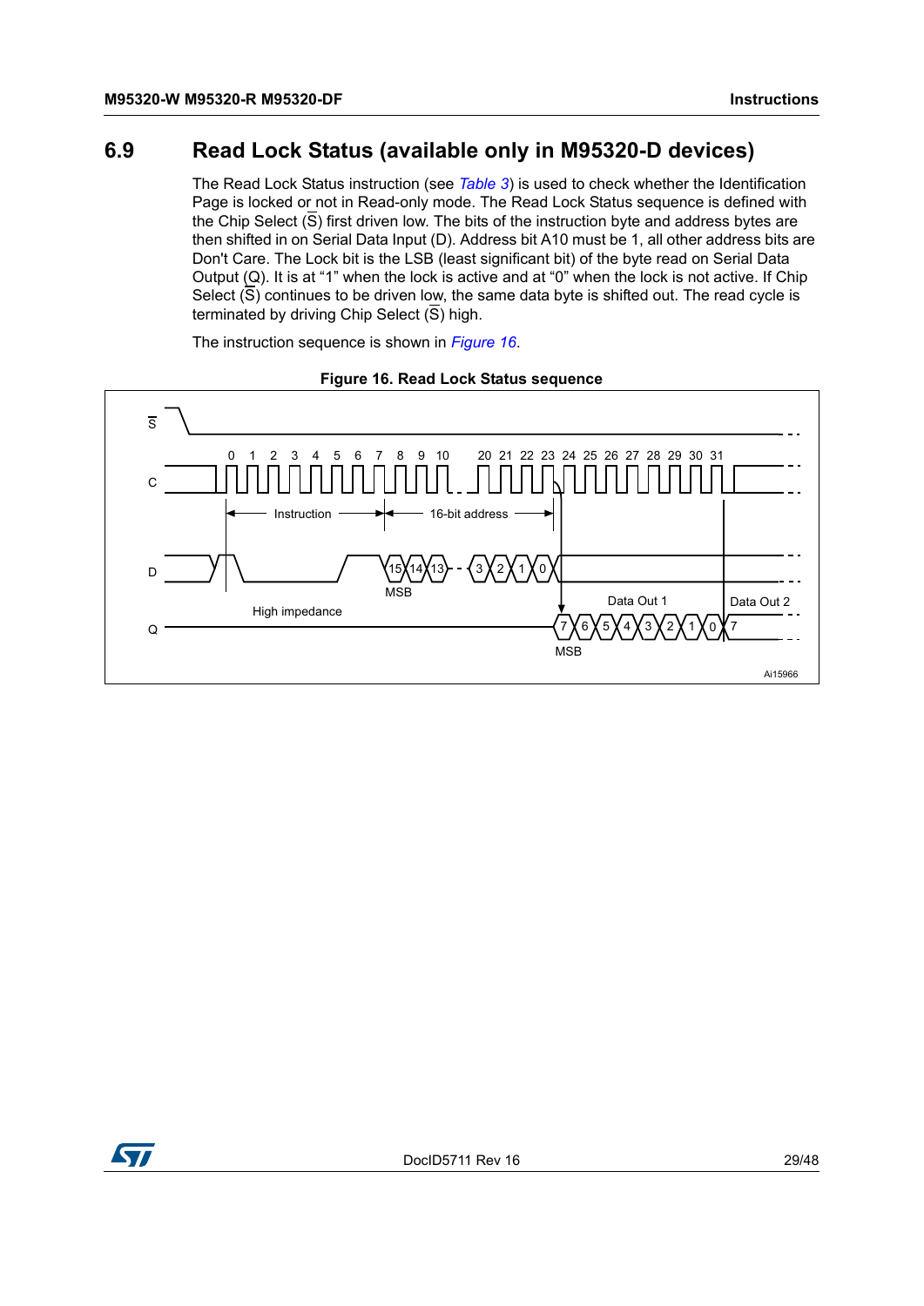## 6.9 Read Lock Status (available only in M95320-D devices)

The Read Lock Status instruction (see *Table 3*) is used to check whether the Identification Page is locked or not in Read-only mode. The Read Lock Status sequence is defined with the Chip Select ($\overline{S}$) first driven low. The bits of the instruction byte and address bytes are then shifted in on Serial Data Input (D). Address bit A10 must be 1, all other address bits are Don't Care. The Lock bit is the LSB (least significant bit) of the byte read on Serial Data Output (Q). It is at "1" when the lock is active and at "0" when the lock is not active. If Chip Select ($\overline{S}$) continues to be driven low, the same data byte is shifted out. The read cycle is terminated by driving Chip Select ($\overline{S}$) high.

The instruction sequence is shown in *Figure 16*.

**Figure 16. Read Lock Status sequence**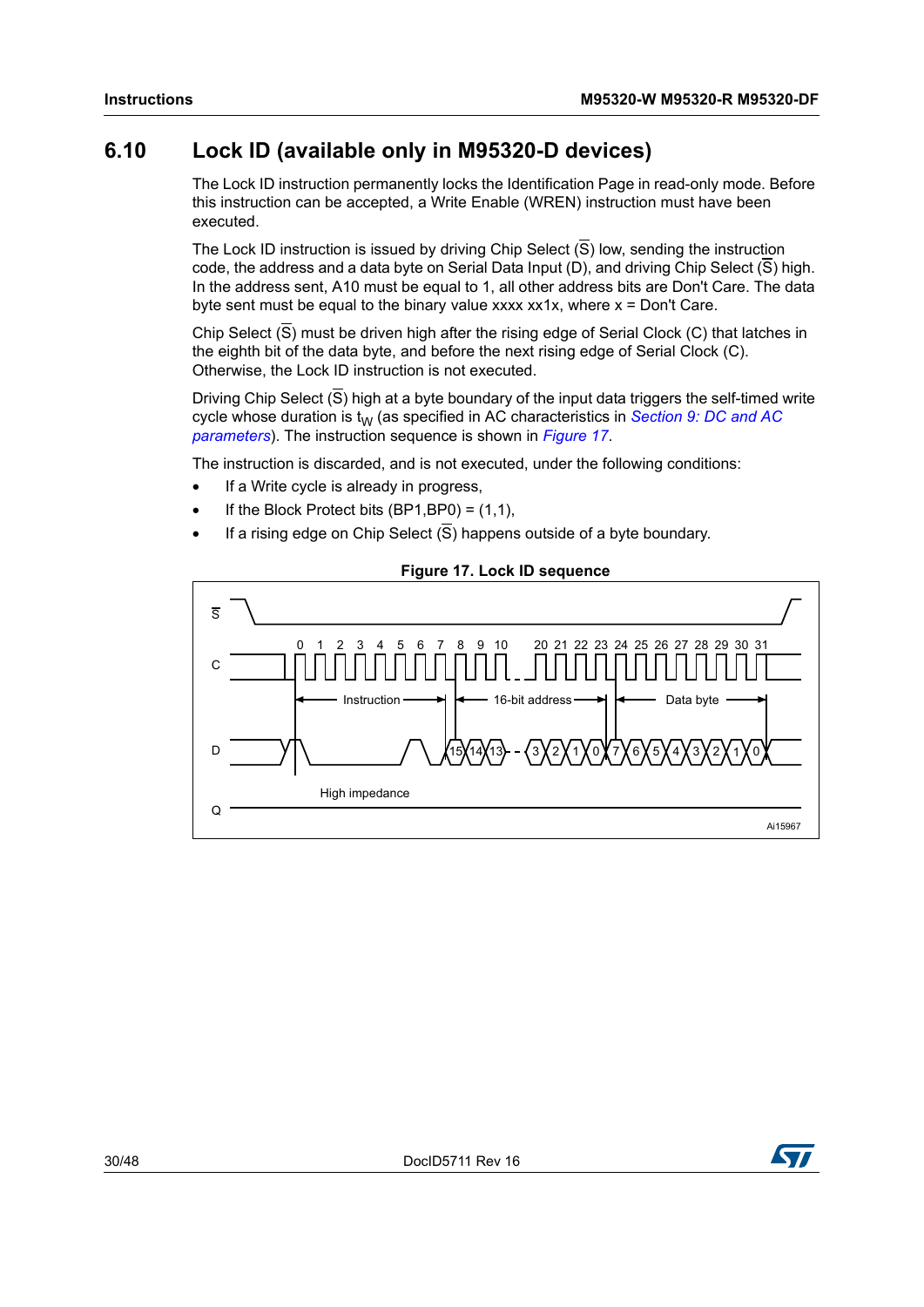## 6.10 Lock ID (available only in M95320-D devices)

The Lock ID instruction permanently locks the Identification Page in read-only mode. Before this instruction can be accepted, a Write Enable (WREN) instruction must have been executed.

The Lock ID instruction is issued by driving Chip Select ($\overline{S}$) low, sending the instruction code, the address and a data byte on Serial Data Input (D), and driving Chip Select ($\overline{S}$) high. In the address sent, A10 must be equal to 1, all other address bits are Don't Care. The data byte sent must be equal to the binary value xxxx xx1x, where x = Don't Care.

Chip Select ($\overline{S}$) must be driven high after the rising edge of Serial Clock (C) that latches in the eighth bit of the data byte, and before the next rising edge of Serial Clock (C). Otherwise, the Lock ID instruction is not executed.

Driving Chip Select ($\overline{S}$) high at a byte boundary of the input data triggers the self-timed write cycle whose duration is $t_W$ (as specified in AC characteristics in *Section 9: DC and AC parameters*). The instruction sequence is shown in *Figure 17*.

The instruction is discarded, and is not executed, under the following conditions:

- If a Write cycle is already in progress,
- If the Block Protect bits (BP1,BP0) = (1,1),
- If a rising edge on Chip Select ($\overline{S}$) happens outside of a byte boundary.

**Figure 17. Lock ID sequence**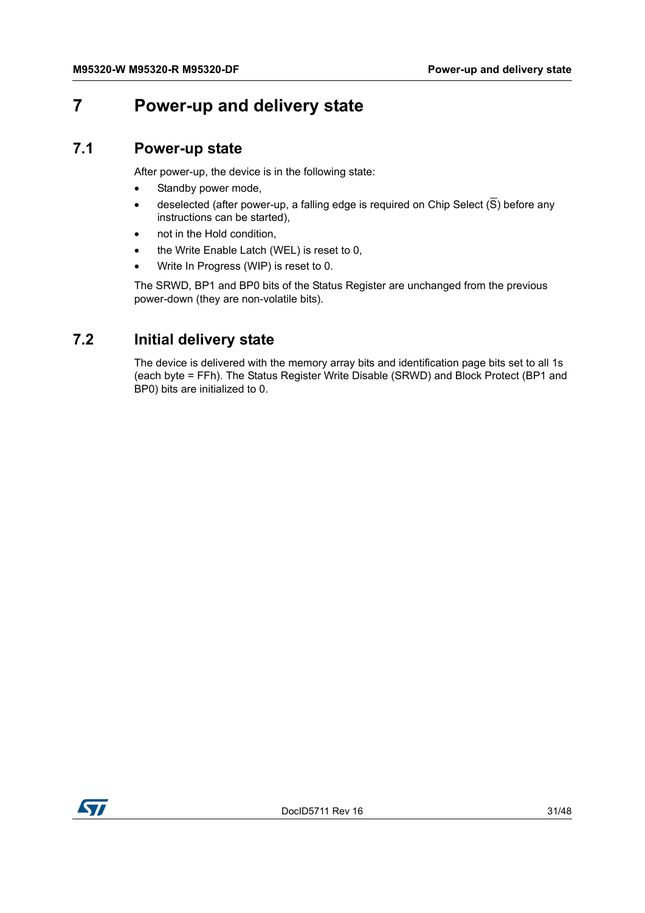# 7 Power-up and delivery state

## 7.1 Power-up state

After power-up, the device is in the following state:

- Standby power mode,
- deselected (after power-up, a falling edge is required on Chip Select ($\overline{S}$) before any instructions can be started),
- not in the Hold condition,
- the Write Enable Latch (WEL) is reset to 0,
- Write In Progress (WIP) is reset to 0.

The SRWD, BP1 and BP0 bits of the Status Register are unchanged from the previous power-down (they are non-volatile bits).

## 7.2 Initial delivery state

The device is delivered with the memory array bits and identification page bits set to all 1s (each byte = FFh). The Status Register Write Disable (SRWD) and Block Protect (BP1 and BP0) bits are initialized to 0.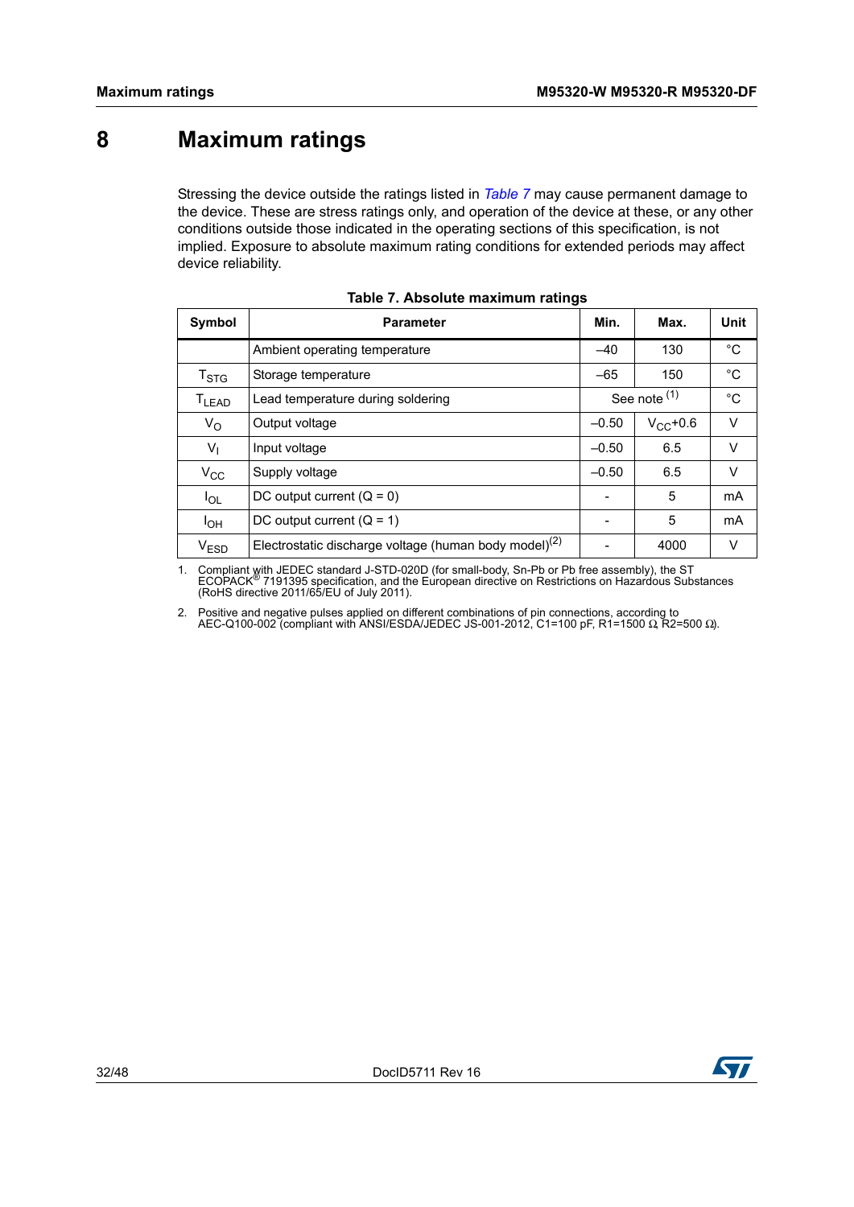# 8 Maximum ratings

Stressing the device outside the ratings listed in *Table 7* may cause permanent damage to the device. These are stress ratings only, and operation of the device at these, or any other conditions outside those indicated in the operating sections of this specification, is not implied. Exposure to absolute maximum rating conditions for extended periods may affect device reliability.

**Table 7. Absolute maximum ratings**

| Symbol | Parameter | Min. | Max. | Unit |
|---|---|---|---|---|
| | Ambient operating temperature | –40 | 130 | °C |
| $T_{STG}$ | Storage temperature | –65 | 150 | °C |
| $T_{LEAD}$ | Lead temperature during soldering | See note [1] | | °C |
| $V_O$ | Output voltage | –0.50 | $V_{CC}$+0.6 | V |
| $V_I$ | Input voltage | –0.50 | 6.5 | V |
| $V_{CC}$ | Supply voltage | –0.50 | 6.5 | V |
| $I_{OL}$ | DC output current (Q = 0) | - | 5 | mA |
| $I_{OH}$ | DC output current (Q = 1) | - | 5 | mA |
| $V_{ESD}$ | Electrostatic discharge voltage (human body model)[2] | - | 4000 | V |

1. Compliant with JEDEC standard J-STD-020D (for small-body, Sn-Pb or Pb free assembly), the ST ECOPACK® 7191395 specification, and the European directive on Restrictions on Hazardous Substances (RoHS directive 2011/65/EU of July 2011).

2. Positive and negative pulses applied on different combinations of pin connections, according to AEC-Q100-002 (compliant with ANSI/ESDA/JEDEC JS-001-2012, C1=100 pF, R1=1500 Ω, R2=500 Ω).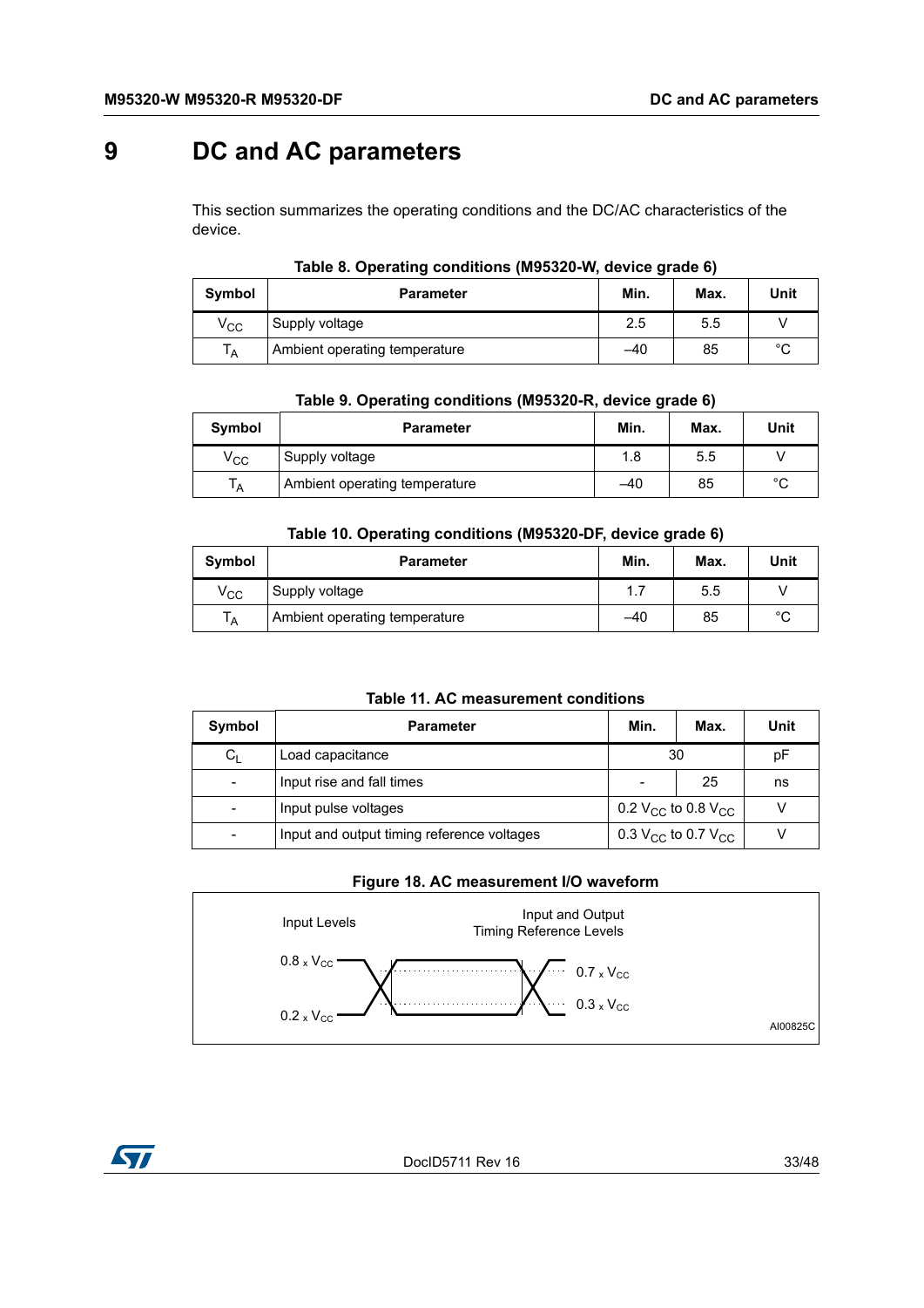# 9 DC and AC parameters

This section summarizes the operating conditions and the DC/AC characteristics of the device.

**Table 8. Operating conditions (M95320-W, device grade 6)**

| Symbol | Parameter | Min. | Max. | Unit |
|---|---|---|---|---|
| $V_{CC}$ | Supply voltage | 2.5 | 5.5 | V |
| $T_A$ | Ambient operating temperature | –40 | 85 | °C |

**Table 9. Operating conditions (M95320-R, device grade 6)**

| Symbol | Parameter | Min. | Max. | Unit |
|---|---|---|---|---|
| $V_{CC}$ | Supply voltage | 1.8 | 5.5 | V |
| $T_A$ | Ambient operating temperature | –40 | 85 | °C |

**Table 10. Operating conditions (M95320-DF, device grade 6)**

| Symbol | Parameter | Min. | Max. | Unit |
|---|---|---|---|---|
| $V_{CC}$ | Supply voltage | 1.7 | 5.5 | V |
| $T_A$ | Ambient operating temperature | –40 | 85 | °C |

**Table 11. AC measurement conditions**

| Symbol | Parameter | Min. | Max. | Unit |
|---|---|---|---|---|
| $C_L$ | Load capacitance | 30 | | pF |
| - | Input rise and fall times | - | 25 | ns |
| - | Input pulse voltages | $0.2\ V_{CC}$ to $0.8\ V_{CC}$ | | V |
| - | Input and output timing reference voltages | $0.3\ V_{CC}$ to $0.7\ V_{CC}$ | | V |

**Figure 18. AC measurement I/O waveform**

Input Levels

Input and Output Timing Reference Levels

$0.8 \times V_{CC}$

$0.2 \times V_{CC}$

$0.7 \times V_{CC}$

$0.3 \times V_{CC}$

AI00825C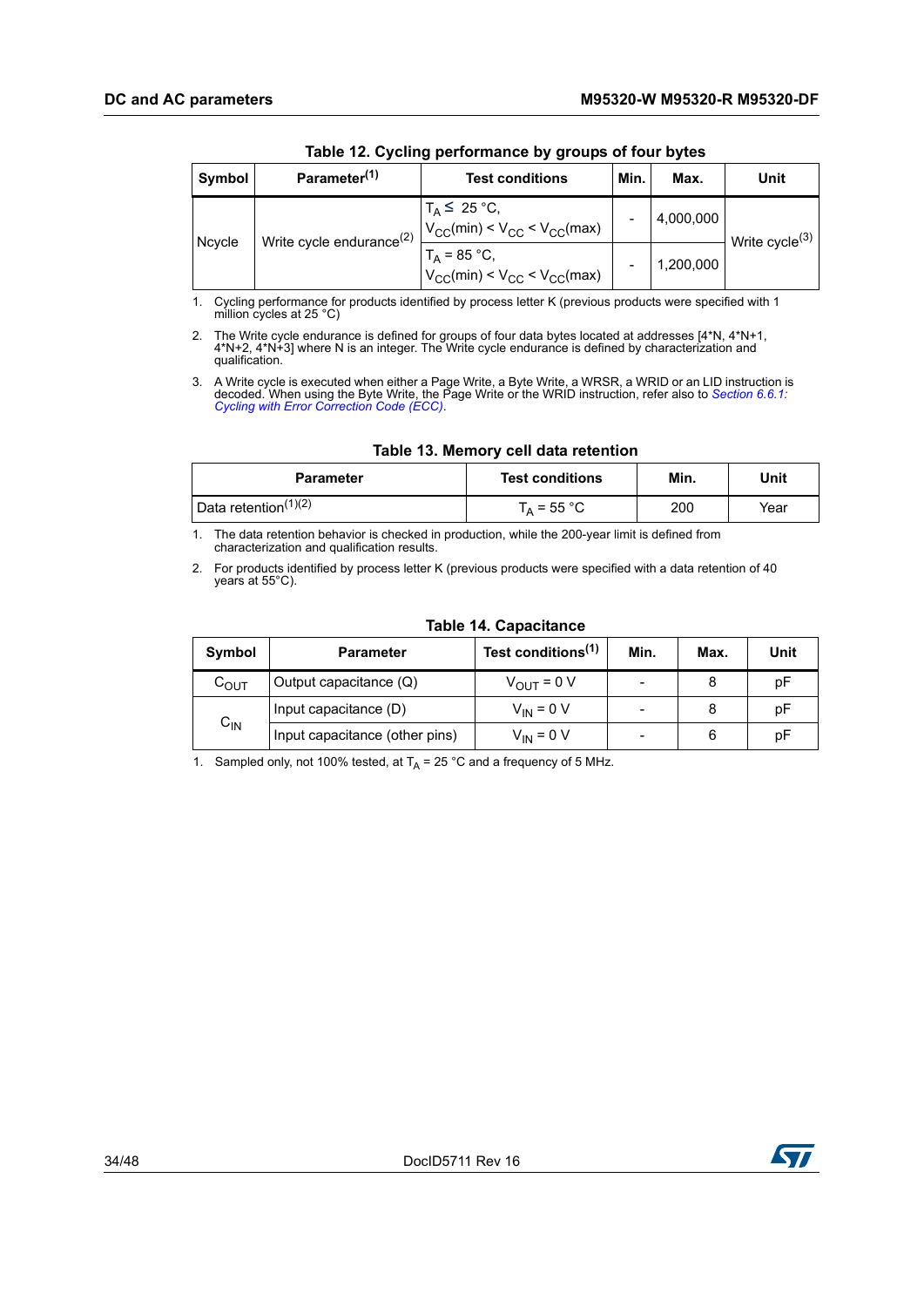**Table 12. Cycling performance by groups of four bytes**

| Symbol | Parameter[1] | Test conditions | Min. | Max. | Unit |
|---|---|---|---|---|---|
| Ncycle | Write cycle endurance[2] | $T_A \leq$ 25 °C, $V_{CC}(min) < V_{CC} < V_{CC}(max)$ | - | 4,000,000 | Write cycle[3] |
| | | $T_A$ = 85 °C, $V_{CC}(min) < V_{CC} < V_{CC}(max)$ | - | 1,200,000 | |

1. Cycling performance for products identified by process letter K (previous products were specified with 1 million cycles at 25 °C)
2. The Write cycle endurance is defined for groups of four data bytes located at addresses [4*N, 4*N+1, 4*N+2, 4*N+3] where N is an integer. The Write cycle endurance is defined by characterization and qualification.
3. A Write cycle is executed when either a Page Write, a Byte Write, a WRSR, a WRID or an LID instruction is decoded. When using the Byte Write, the Page Write or the WRID instruction, refer also to *Section 6.6.1: Cycling with Error Correction Code (ECC)*.

**Table 13. Memory cell data retention**

| Parameter | Test conditions | Min. | Unit |
|---|---|---|---|
| Data retention[1][2] | $T_A$ = 55 °C | 200 | Year |

1. The data retention behavior is checked in production, while the 200-year limit is defined from characterization and qualification results.
2. For products identified by process letter K (previous products were specified with a data retention of 40 years at 55°C).

**Table 14. Capacitance**

| Symbol | Parameter | Test conditions[1] | Min. | Max. | Unit |
|---|---|---|---|---|---|
| $C_{OUT}$ | Output capacitance (Q) | $V_{OUT}$ = 0 V | - | 8 | pF |
| $C_{IN}$ | Input capacitance (D) | $V_{IN}$ = 0 V | - | 8 | pF |
| | Input capacitance (other pins) | $V_{IN}$ = 0 V | - | 6 | pF |

1. Sampled only, not 100% tested, at $T_A$ = 25 °C and a frequency of 5 MHz.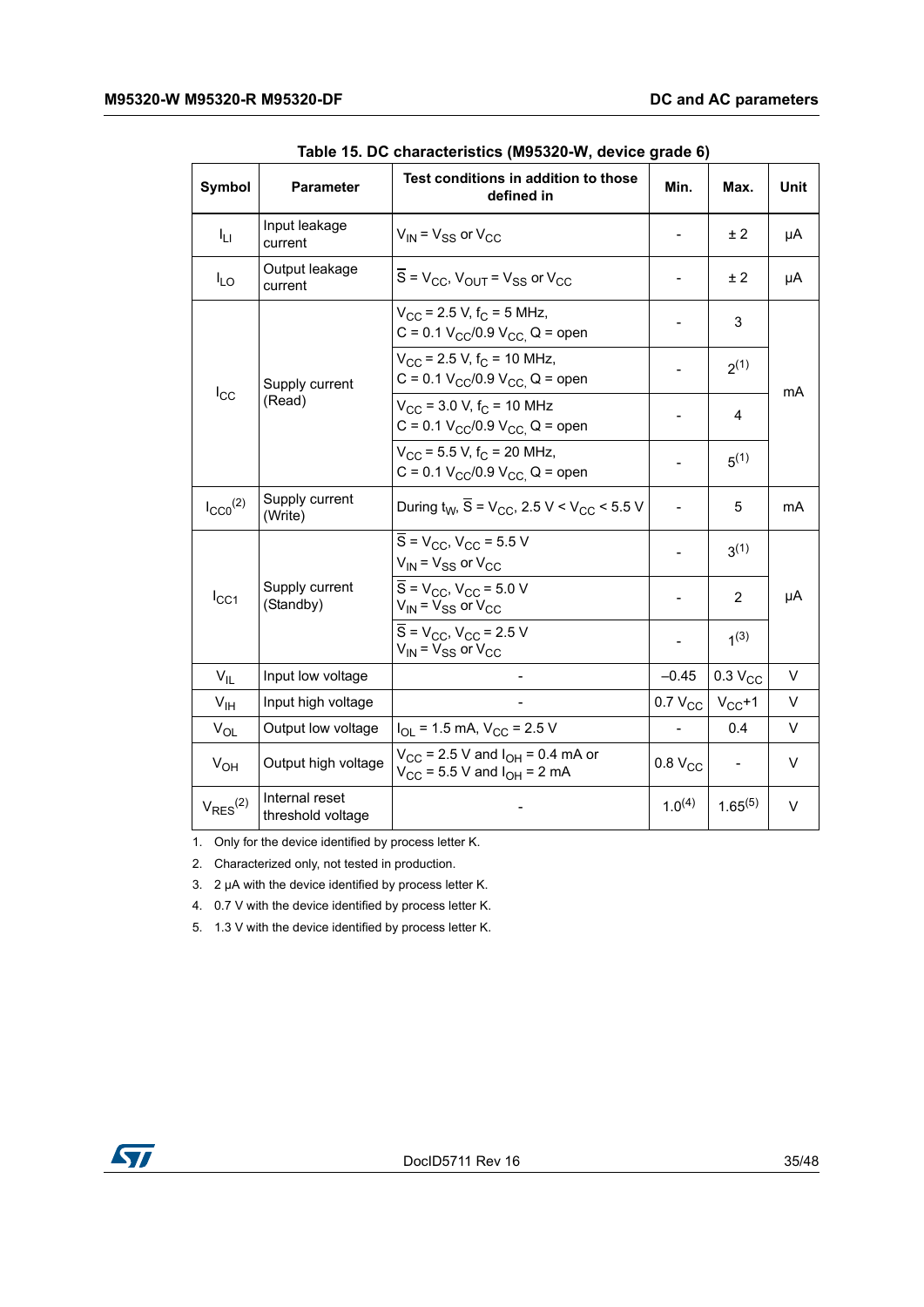**Table 15. DC characteristics (M95320-W, device grade 6)**

| Symbol | Parameter | Test conditions in addition to those defined in | Min. | Max. | Unit |
|---|---|---|---|---|---|
| $I_{LI}$ | Input leakage current | $V_{IN} = V_{SS}$ or $V_{CC}$ | - | ± 2 | µA |
| $I_{LO}$ | Output leakage current | $\overline{S} = V_{CC}$, $V_{OUT} = V_{SS}$ or $V_{CC}$ | - | ± 2 | µA |
| $I_{CC}$ | Supply current (Read) | $V_{CC}$ = 2.5 V, $f_C$ = 5 MHz, C = 0.1 $V_{CC}$/0.9 $V_{CC}$, Q = open | - | 3 | mA |
| | | $V_{CC}$ = 2.5 V, $f_C$ = 10 MHz, C = 0.1 $V_{CC}$/0.9 $V_{CC}$, Q = open | - | 2[1] | mA |
| | | $V_{CC}$ = 3.0 V, $f_C$ = 10 MHz C = 0.1 $V_{CC}$/0.9 $V_{CC}$, Q = open | - | 4 | mA |
| | | $V_{CC}$ = 5.5 V, $f_C$ = 20 MHz, C = 0.1 $V_{CC}$/0.9 $V_{CC}$, Q = open | - | 5[1] | mA |
| $I_{CC0}$[2] | Supply current (Write) | During $t_W$, $\overline{S} = V_{CC}$, 2.5 V < $V_{CC}$ < 5.5 V | - | 5 | mA |
| $I_{CC1}$ | Supply current (Standby) | $\overline{S} = V_{CC}$, $V_{CC}$ = 5.5 V $V_{IN} = V_{SS}$ or $V_{CC}$ | - | 3[1] | µA |
| | | $\overline{S} = V_{CC}$, $V_{CC}$ = 5.0 V $V_{IN} = V_{SS}$ or $V_{CC}$ | - | 2 | µA |
| | | $\overline{S} = V_{CC}$, $V_{CC}$ = 2.5 V $V_{IN} = V_{SS}$ or $V_{CC}$ | - | 1[3] | µA |
| $V_{IL}$ | Input low voltage | - | –0.45 | 0.3 $V_{CC}$ | V |
| $V_{IH}$ | Input high voltage | - | 0.7 $V_{CC}$ | $V_{CC}$+1 | V |
| $V_{OL}$ | Output low voltage | $I_{OL}$ = 1.5 mA, $V_{CC}$ = 2.5 V | - | 0.4 | V |
| $V_{OH}$ | Output high voltage | $V_{CC}$ = 2.5 V and $I_{OH}$ = 0.4 mA or $V_{CC}$ = 5.5 V and $I_{OH}$ = 2 mA | 0.8 $V_{CC}$ | - | V |
| $V_{RES}$[2] | Internal reset threshold voltage | - | 1.0[4] | 1.65[5] | V |

1. Only for the device identified by process letter K.
2. Characterized only, not tested in production.
3. 2 µA with the device identified by process letter K.
4. 0.7 V with the device identified by process letter K.
5. 1.3 V with the device identified by process letter K.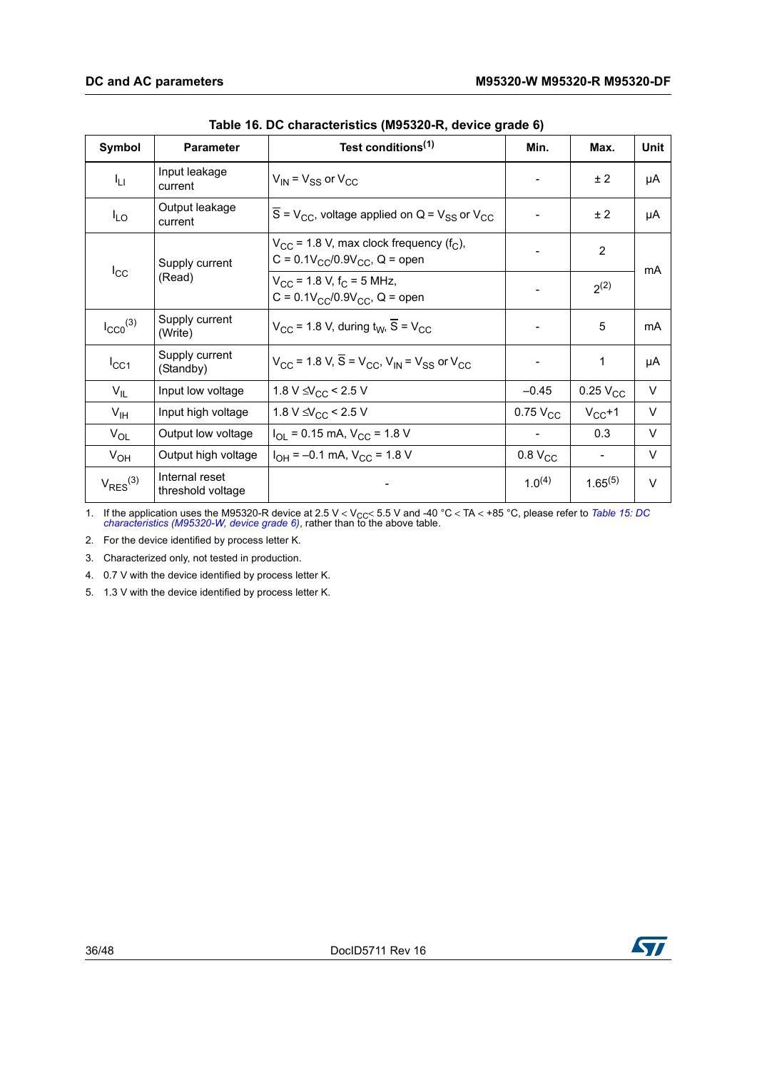**Table 16. DC characteristics (M95320-R, device grade 6)**

| Symbol | Parameter | Test conditions[1] | Min. | Max. | Unit |
|---|---|---|---|---|---|
| $I_{LI}$ | Input leakage current | $V_{IN} = V_{SS}$ or $V_{CC}$ | - | ± 2 | µA |
| $I_{LO}$ | Output leakage current | $\overline{S} = V_{CC}$, voltage applied on Q = $V_{SS}$ or $V_{CC}$ | - | ± 2 | µA |
| $I_{CC}$ | Supply current (Read) | $V_{CC}$ = 1.8 V, max clock frequency ($f_C$), C = $0.1V_{CC}/0.9V_{CC}$, Q = open | - | 2 | mA |
| | | $V_{CC}$ = 1.8 V, $f_C$ = 5 MHz, C = $0.1V_{CC}/0.9V_{CC}$, Q = open | - | 2[2] | mA |
| $I_{CC0}$[3] | Supply current (Write) | $V_{CC}$ = 1.8 V, during $t_W$, $\overline{S} = V_{CC}$ | - | 5 | mA |
| $I_{CC1}$ | Supply current (Standby) | $V_{CC}$ = 1.8 V, $\overline{S} = V_{CC}$, $V_{IN} = V_{SS}$ or $V_{CC}$ | - | 1 | µA |
| $V_{IL}$ | Input low voltage | 1.8 V ≤ $V_{CC}$ < 2.5 V | –0.45 | 0.25 $V_{CC}$ | V |
| $V_{IH}$ | Input high voltage | 1.8 V ≤ $V_{CC}$ < 2.5 V | 0.75 $V_{CC}$ | $V_{CC}$+1 | V |
| $V_{OL}$ | Output low voltage | $I_{OL}$ = 0.15 mA, $V_{CC}$ = 1.8 V | - | 0.3 | V |
| $V_{OH}$ | Output high voltage | $I_{OH}$ = –0.1 mA, $V_{CC}$ = 1.8 V | 0.8 $V_{CC}$ | - | V |
| $V_{RES}$[3] | Internal reset threshold voltage | - | 1.0[4] | 1.65[5] | V |

1. If the application uses the M95320-R device at 2.5 V < $V_{CC}$< 5.5 V and -40 °C < TA < +85 °C, please refer to *Table 15: DC characteristics (M95320-W, device grade 6)*, rather than to the above table.
2. For the device identified by process letter K.
3. Characterized only, not tested in production.
4. 0.7 V with the device identified by process letter K.
5. 1.3 V with the device identified by process letter K.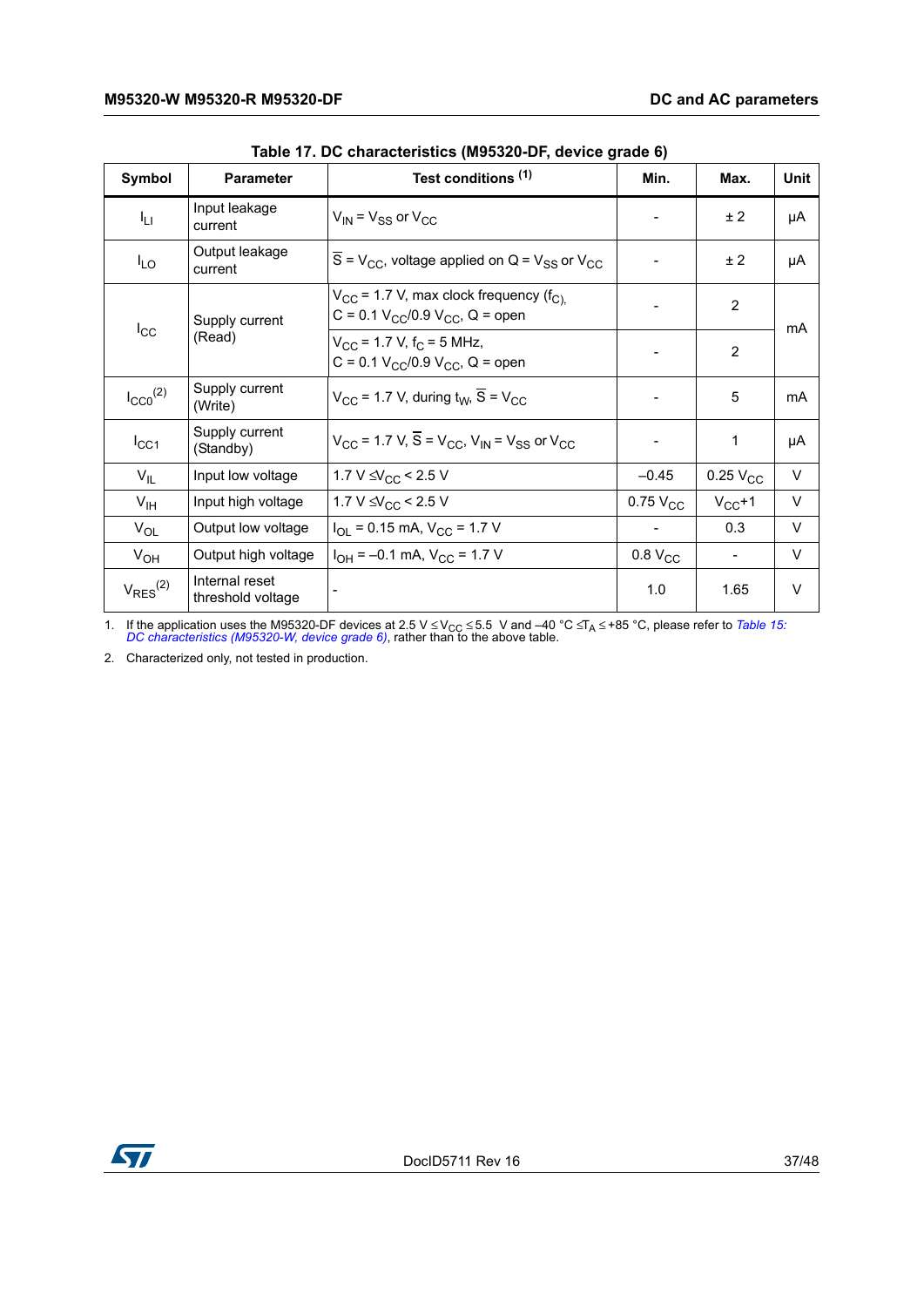Table 17. DC characteristics (M95320-DF, device grade 6)

| Symbol | Parameter | Test conditions [(1)] | Min. | Max. | Unit |
|---|---|---|---|---|---|
| $I_{LI}$ | Input leakage current | $V_{IN} = V_{SS}$ or $V_{CC}$ | - | ± 2 | µA |
| $I_{LO}$ | Output leakage current | $\overline{S} = V_{CC}$, voltage applied on Q = $V_{SS}$ or $V_{CC}$ | - | ± 2 | µA |
| $I_{CC}$ | Supply current (Read) | $V_{CC}$ = 1.7 V, max clock frequency ($f_C$), C = 0.1 $V_{CC}$/0.9 $V_{CC}$, Q = open | - | 2 | mA |
| | | $V_{CC}$ = 1.7 V, $f_C$ = 5 MHz, C = 0.1 $V_{CC}$/0.9 $V_{CC}$, Q = open | - | 2 | mA |
| $I_{CC0}$ [(2)] | Supply current (Write) | $V_{CC}$ = 1.7 V, during $t_W$, $\overline{S} = V_{CC}$ | - | 5 | mA |
| $I_{CC1}$ | Supply current (Standby) | $V_{CC}$ = 1.7 V, $\overline{S} = V_{CC}$, $V_{IN} = V_{SS}$ or $V_{CC}$ | - | 1 | µA |
| $V_{IL}$ | Input low voltage | 1.7 V ≤ $V_{CC}$ < 2.5 V | –0.45 | 0.25 $V_{CC}$ | V |
| $V_{IH}$ | Input high voltage | 1.7 V ≤ $V_{CC}$ < 2.5 V | 0.75 $V_{CC}$ | $V_{CC}$+1 | V |
| $V_{OL}$ | Output low voltage | $I_{OL}$ = 0.15 mA, $V_{CC}$ = 1.7 V | - | 0.3 | V |
| $V_{OH}$ | Output high voltage | $I_{OH}$ = –0.1 mA, $V_{CC}$ = 1.7 V | 0.8 $V_{CC}$ | - | V |
| $V_{RES}$ [(2)] | Internal reset threshold voltage | - | 1.0 | 1.65 | V |

1. If the application uses the M95320-DF devices at 2.5 V ≤ $V_{CC}$ ≤ 5.5 V and –40 °C ≤ $T_A$ ≤ +85 °C, please refer to *Table 15: DC characteristics (M95320-W, device grade 6)*, rather than to the above table.
2. Characterized only, not tested in production.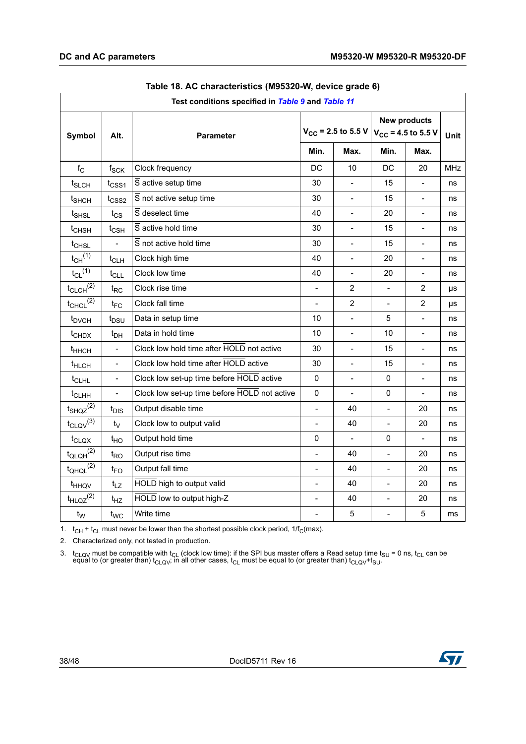**Table 18. AC characteristics (M95320-W, device grade 6)**

| Test conditions specified in *Table 9* and *Table 11* | | | | | | | |
|---|---|---|---|---|---|---|---|
| Symbol | Alt. | Parameter | $V_{CC}$ = 2.5 to 5.5 V | | New products $V_{CC}$ = 4.5 to 5.5 V | | Unit |
| | | | Min. | Max. | Min. | Max. | |
| $f_C$ | $f_{SCK}$ | Clock frequency | DC | 10 | DC | 20 | MHz |
| $t_{SLCH}$ | $t_{CSS1}$ | $\overline{S}$ active setup time | 30 | - | 15 | - | ns |
| $t_{SHCH}$ | $t_{CSS2}$ | $\overline{S}$ not active setup time | 30 | - | 15 | - | ns |
| $t_{SHSL}$ | $t_{CS}$ | $\overline{S}$ deselect time | 40 | - | 20 | - | ns |
| $t_{CHSH}$ | $t_{CSH}$ | $\overline{S}$ active hold time | 30 | - | 15 | - | ns |
| $t_{CHSL}$ | - | $\overline{S}$ not active hold time | 30 | - | 15 | - | ns |
| $t_{CH}$ (1) | $t_{CLH}$ | Clock high time | 40 | - | 20 | - | ns |
| $t_{CL}$ (1) | $t_{CLL}$ | Clock low time | 40 | - | 20 | - | ns |
| $t_{CLCH}$ (2) | $t_{RC}$ | Clock rise time | - | 2 | - | 2 | µs |
| $t_{CHCL}$ (2) | $t_{FC}$ | Clock fall time | - | 2 | - | 2 | µs |
| $t_{DVCH}$ | $t_{DSU}$ | Data in setup time | 10 | - | 5 | - | ns |
| $t_{CHDX}$ | $t_{DH}$ | Data in hold time | 10 | - | 10 | - | ns |
| $t_{HHCH}$ | - | Clock low hold time after $\overline{HOLD}$ not active | 30 | - | 15 | - | ns |
| $t_{HLCH}$ | - | Clock low hold time after $\overline{HOLD}$ active | 30 | - | 15 | - | ns |
| $t_{CLHL}$ | - | Clock low set-up time before $\overline{HOLD}$ active | 0 | - | 0 | - | ns |
| $t_{CLHH}$ | - | Clock low set-up time before $\overline{HOLD}$ not active | 0 | - | 0 | - | ns |
| $t_{SHQZ}$ (2) | $t_{DIS}$ | Output disable time | - | 40 | - | 20 | ns |
| $t_{CLQV}$ (3) | $t_V$ | Clock low to output valid | - | 40 | - | 20 | ns |
| $t_{CLQX}$ | $t_{HO}$ | Output hold time | 0 | - | 0 | - | ns |
| $t_{QLQH}$ (2) | $t_{RO}$ | Output rise time | - | 40 | - | 20 | ns |
| $t_{QHQL}$ (2) | $t_{FO}$ | Output fall time | - | 40 | - | 20 | ns |
| $t_{HHQV}$ | $t_{LZ}$ | $\overline{HOLD}$ high to output valid | - | 40 | - | 20 | ns |
| $t_{HLQZ}$ (2) | $t_{HZ}$ | $\overline{HOLD}$ low to output high-Z | - | 40 | - | 20 | ns |
| $t_W$ | $t_{WC}$ | Write time | - | 5 | - | 5 | ms |

1. $t_{CH} + t_{CL}$ must never be lower than the shortest possible clock period, $1/f_C(max)$.
2. Characterized only, not tested in production.
3. $t_{CLQV}$ must be compatible with $t_{CL}$ (clock low time): if the SPI bus master offers a Read setup time $t_{SU}$ = 0 ns, $t_{CL}$ can be equal to (or greater than) $t_{CLQV}$; in all other cases, $t_{CL}$ must be equal to (or greater than) $t_{CLQV}+t_{SU}$.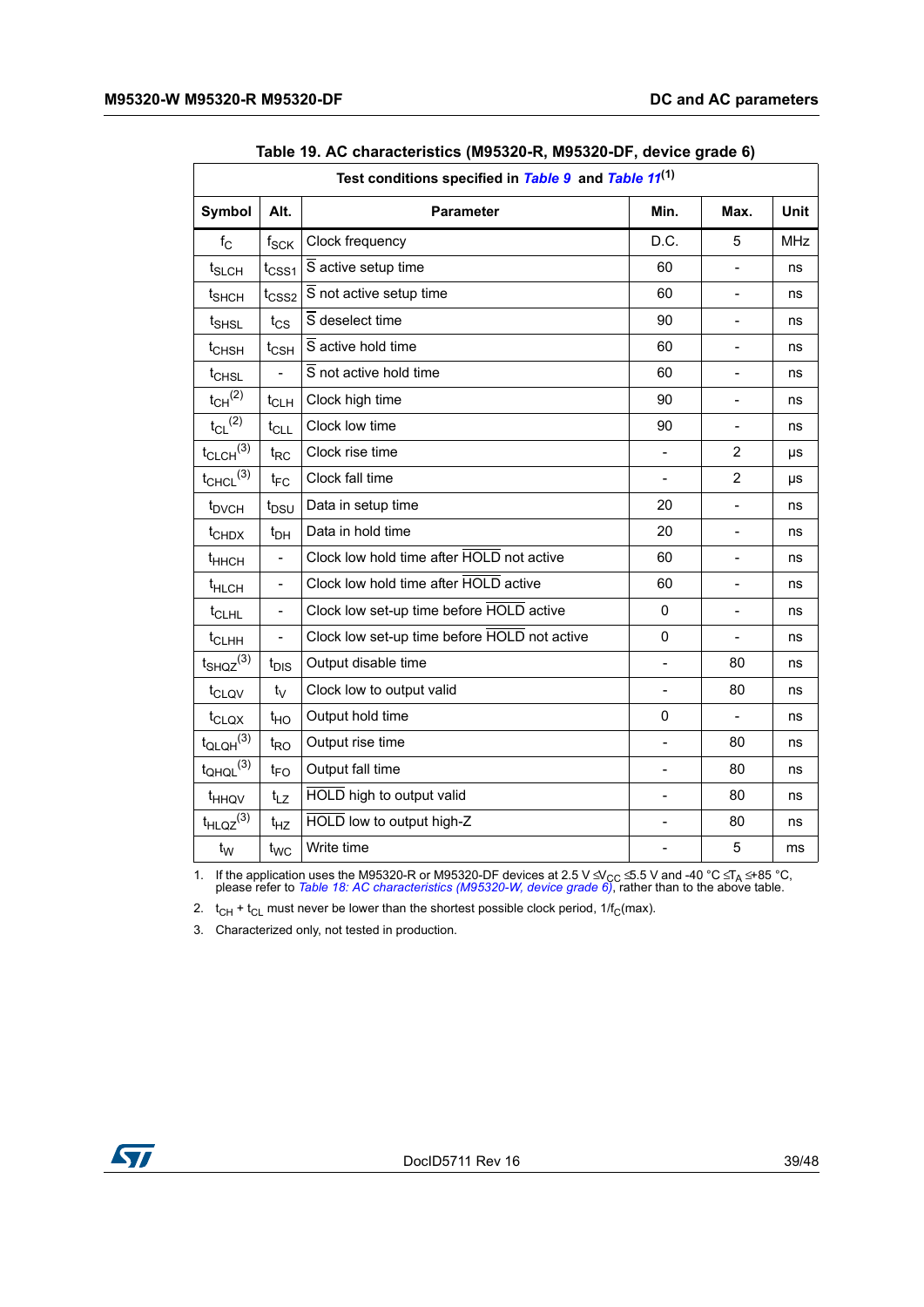**Table 19. AC characteristics (M95320-R, M95320-DF, device grade 6)**

| Test conditions specified in *Table 9* and *Table 11*[(1)] | | | | | |
|---|---|---|---|---|---|
| **Symbol** | **Alt.** | **Parameter** | **Min.** | **Max.** | **Unit** |
| $f_C$ | $f_{SCK}$ | Clock frequency | D.C. | 5 | MHz |
| $t_{SLCH}$ | $t_{CSS1}$ | $\overline{S}$ active setup time | 60 | - | ns |
| $t_{SHCH}$ | $t_{CSS2}$ | $\overline{S}$ not active setup time | 60 | - | ns |
| $t_{SHSL}$ | $t_{CS}$ | $\overline{S}$ deselect time | 90 | - | ns |
| $t_{CHSH}$ | $t_{CSH}$ | $\overline{S}$ active hold time | 60 | - | ns |
| $t_{CHSL}$ | - | $\overline{S}$ not active hold time | 60 | - | ns |
| $t_{CH}$[(2)] | $t_{CLH}$ | Clock high time | 90 | - | ns |
| $t_{CL}$[(2)] | $t_{CLL}$ | Clock low time | 90 | - | ns |
| $t_{CLCH}$[(3)] | $t_{RC}$ | Clock rise time | - | 2 | µs |
| $t_{CHCL}$[(3)] | $t_{FC}$ | Clock fall time | - | 2 | µs |
| $t_{DVCH}$ | $t_{DSU}$ | Data in setup time | 20 | - | ns |
| $t_{CHDX}$ | $t_{DH}$ | Data in hold time | 20 | - | ns |
| $t_{HHCH}$ | - | Clock low hold time after $\overline{HOLD}$ not active | 60 | - | ns |
| $t_{HLCH}$ | - | Clock low hold time after $\overline{HOLD}$ active | 60 | - | ns |
| $t_{CLHL}$ | - | Clock low set-up time before $\overline{HOLD}$ active | 0 | - | ns |
| $t_{CLHH}$ | - | Clock low set-up time before $\overline{HOLD}$ not active | 0 | - | ns |
| $t_{SHQZ}$[(3)] | $t_{DIS}$ | Output disable time | - | 80 | ns |
| $t_{CLQV}$ | $t_V$ | Clock low to output valid | - | 80 | ns |
| $t_{CLQX}$ | $t_{HO}$ | Output hold time | 0 | - | ns |
| $t_{QLQH}$[(3)] | $t_{RO}$ | Output rise time | - | 80 | ns |
| $t_{QHQL}$[(3)] | $t_{FO}$ | Output fall time | - | 80 | ns |
| $t_{HHQV}$ | $t_{LZ}$ | $\overline{HOLD}$ high to output valid | - | 80 | ns |
| $t_{HLQZ}$[(3)] | $t_{HZ}$ | $\overline{HOLD}$ low to output high-Z | - | 80 | ns |
| $t_W$ | $t_{WC}$ | Write time | - | 5 | ms |

1. If the application uses the M95320-R or M95320-DF devices at 2.5 V ≤ $V_{CC}$ ≤ 5.5 V and -40 °C ≤ $T_A$ ≤ +85 °C, please refer to *Table 18: AC characteristics (M95320-W, device grade 6)*, rather than to the above table.
2. $t_{CH} + t_{CL}$ must never be lower than the shortest possible clock period, $1/f_C(max)$.
3. Characterized only, not tested in production.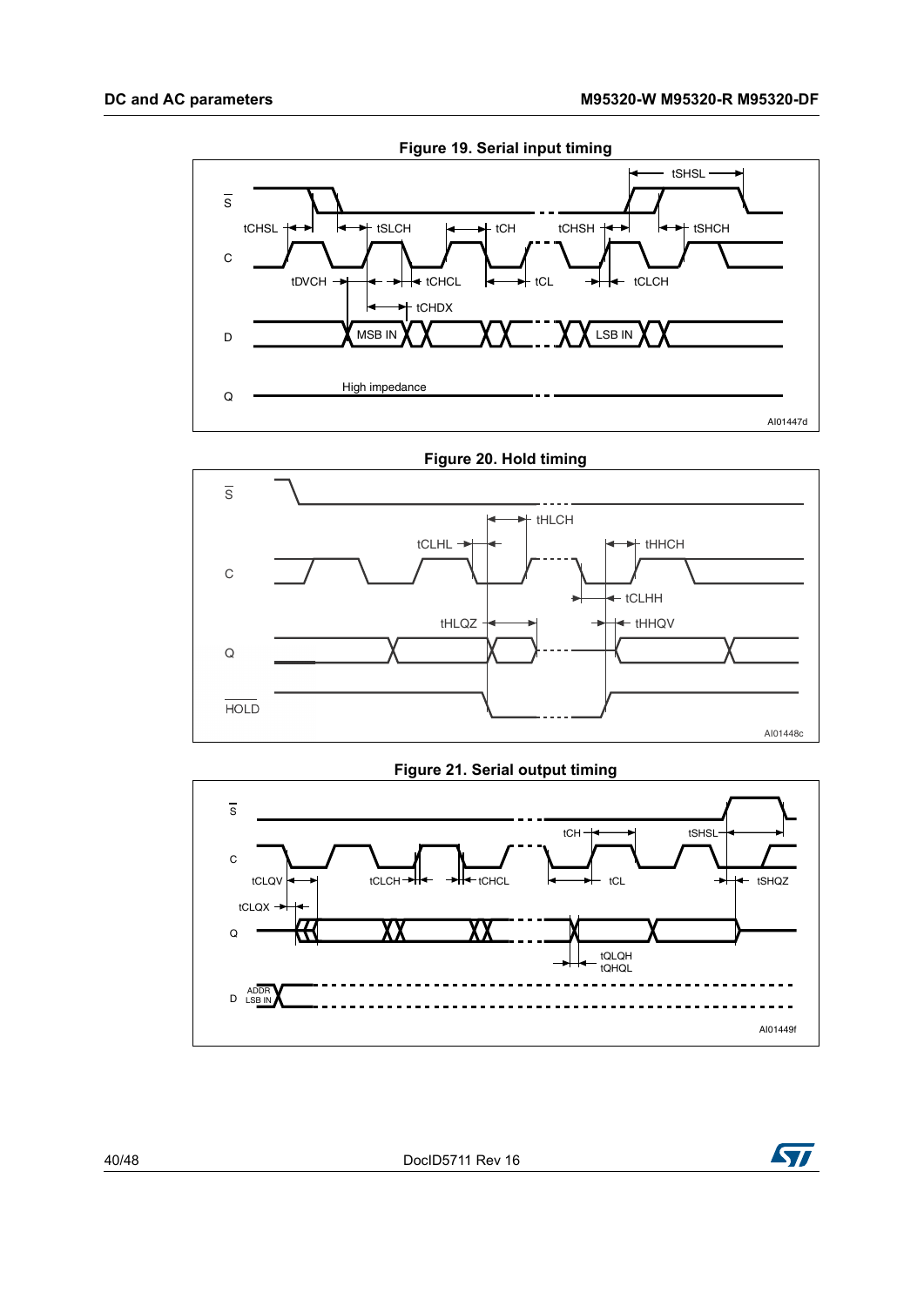**Figure 19. Serial input timing**

**Figure 20. Hold timing**

**Figure 21. Serial output timing**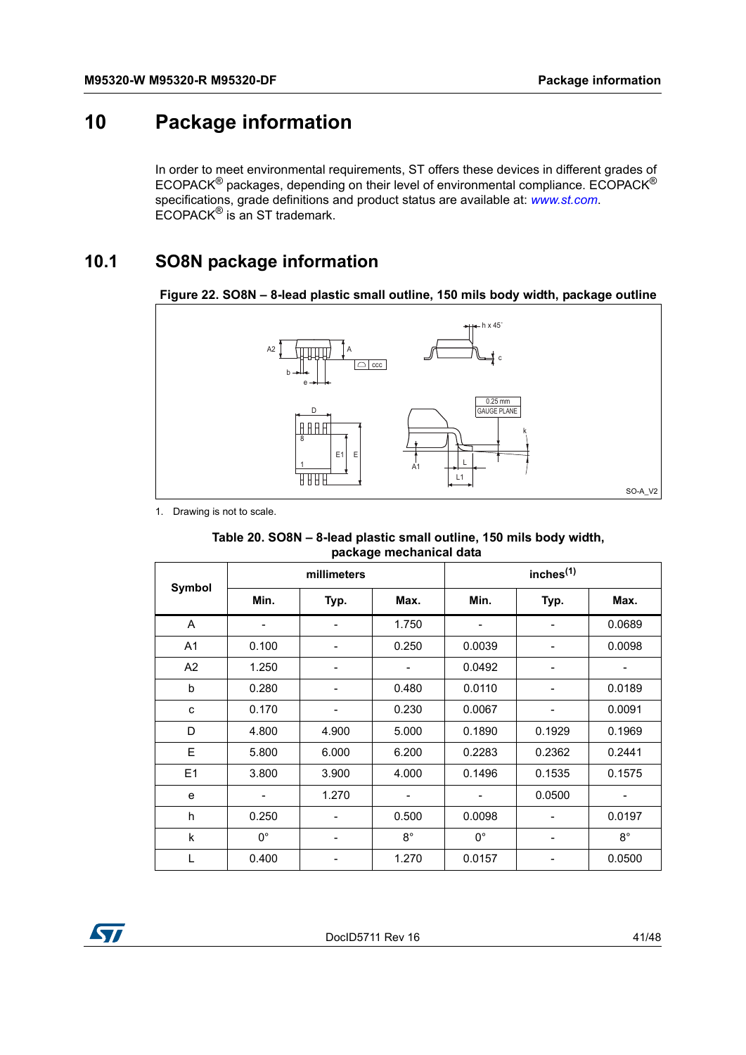# 10 Package information

In order to meet environmental requirements, ST offers these devices in different grades of ECOPACK® packages, depending on their level of environmental compliance. ECOPACK® specifications, grade definitions and product status are available at: *www.st.com*. ECOPACK® is an ST trademark.

## 10.1 SO8N package information

**Figure 22. SO8N – 8-lead plastic small outline, 150 mils body width, package outline**

1. Drawing is not to scale.

**Table 20. SO8N – 8-lead plastic small outline, 150 mils body width, package mechanical data**

| Symbol | millimeters | | | inches[1] | | |
|---|---|---|---|---|---|---|
| | Min. | Typ. | Max. | Min. | Typ. | Max. |
| A | - | - | 1.750 | - | - | 0.0689 |
| A1 | 0.100 | - | 0.250 | 0.0039 | - | 0.0098 |
| A2 | 1.250 | - | - | 0.0492 | - | - |
| b | 0.280 | - | 0.480 | 0.0110 | - | 0.0189 |
| c | 0.170 | - | 0.230 | 0.0067 | - | 0.0091 |
| D | 4.800 | 4.900 | 5.000 | 0.1890 | 0.1929 | 0.1969 |
| E | 5.800 | 6.000 | 6.200 | 0.2283 | 0.2362 | 0.2441 |
| E1 | 3.800 | 3.900 | 4.000 | 0.1496 | 0.1535 | 0.1575 |
| e | - | 1.270 | - | - | 0.0500 | - |
| h | 0.250 | - | 0.500 | 0.0098 | - | 0.0197 |
| k | 0° | - | 8° | 0° | - | 8° |
| L | 0.400 | - | 1.270 | 0.0157 | - | 0.0500 |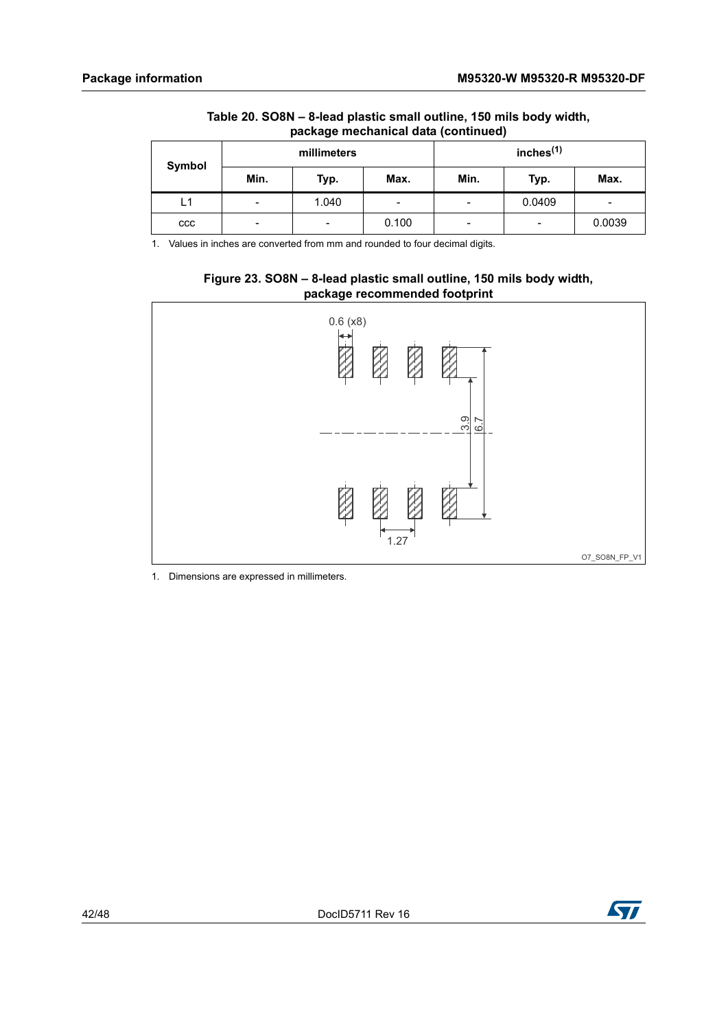Table 20. SO8N – 8-lead plastic small outline, 150 mils body width, package mechanical data (continued)

| Symbol | millimeters | | | inches[1] | | |
|---|---|---|---|---|---|---|
| | Min. | Typ. | Max. | Min. | Typ. | Max. |
| L1 | - | 1.040 | - | - | 0.0409 | - |
| ccc | - | - | 0.100 | - | - | 0.0039 |

1. Values in inches are converted from mm and rounded to four decimal digits.

Figure 23. SO8N – 8-lead plastic small outline, 150 mils body width, package recommended footprint

0.6 (x8)

3.9

6.7

1.27

O7_SO8N_FP_V1

1. Dimensions are expressed in millimeters.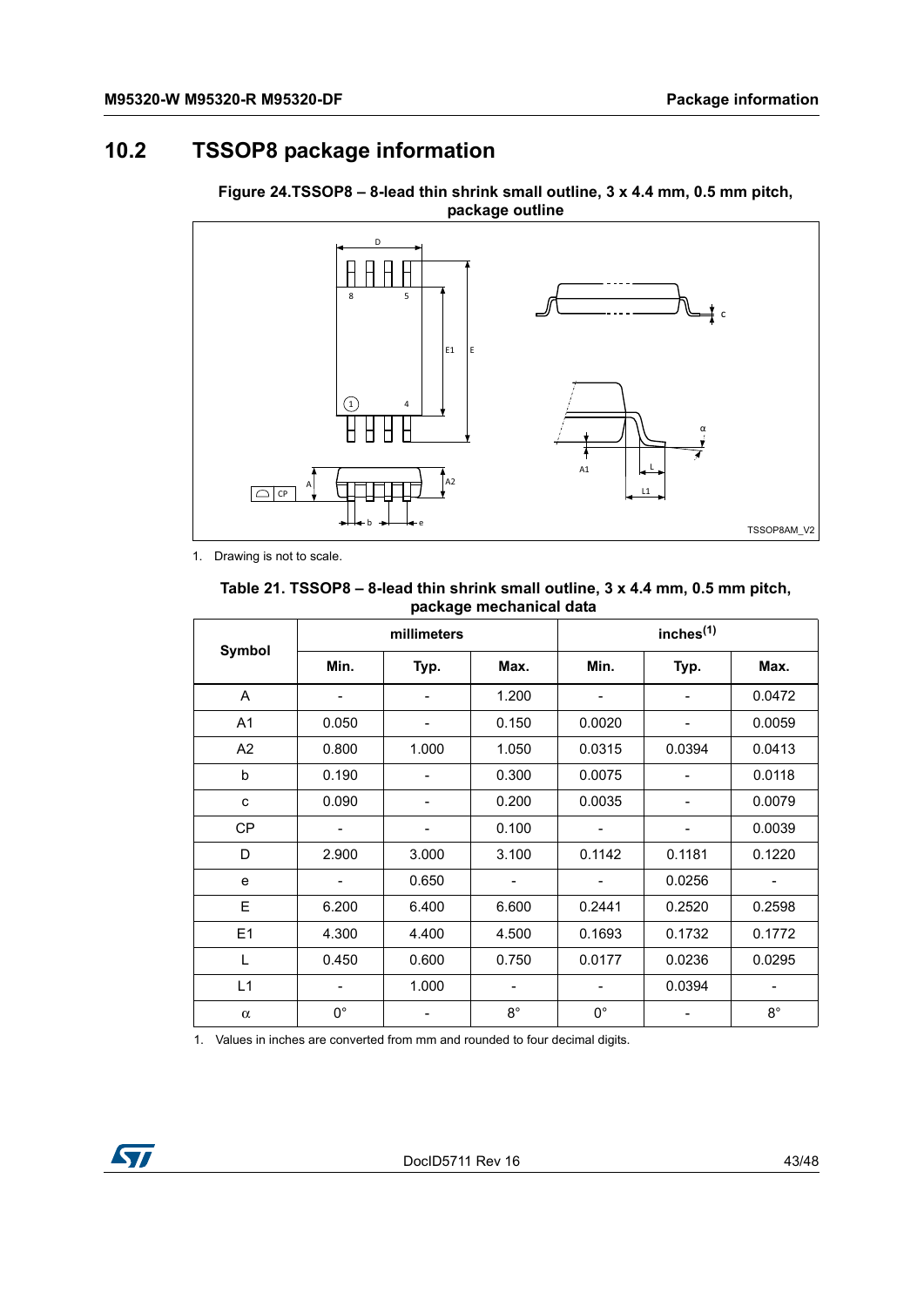## 10.2 TSSOP8 package information

**Figure 24.TSSOP8 – 8-lead thin shrink small outline, 3 x 4.4 mm, 0.5 mm pitch, package outline**

1. Drawing is not to scale.

**Table 21. TSSOP8 – 8-lead thin shrink small outline, 3 x 4.4 mm, 0.5 mm pitch, package mechanical data**

| Symbol | millimeters | | | inches(1) | | |
|---|---|---|---|---|---|---|
| | Min. | Typ. | Max. | Min. | Typ. | Max. |
| A | - | - | 1.200 | - | - | 0.0472 |
| A1 | 0.050 | - | 0.150 | 0.0020 | - | 0.0059 |
| A2 | 0.800 | 1.000 | 1.050 | 0.0315 | 0.0394 | 0.0413 |
| b | 0.190 | - | 0.300 | 0.0075 | - | 0.0118 |
| c | 0.090 | - | 0.200 | 0.0035 | - | 0.0079 |
| CP | - | - | 0.100 | - | - | 0.0039 |
| D | 2.900 | 3.000 | 3.100 | 0.1142 | 0.1181 | 0.1220 |
| e | - | 0.650 | - | - | 0.0256 | - |
| E | 6.200 | 6.400 | 6.600 | 0.2441 | 0.2520 | 0.2598 |
| E1 | 4.300 | 4.400 | 4.500 | 0.1693 | 0.1732 | 0.1772 |
| L | 0.450 | 0.600 | 0.750 | 0.0177 | 0.0236 | 0.0295 |
| L1 | - | 1.000 | - | - | 0.0394 | - |
| $\alpha$ | 0° | - | 8° | 0° | - | 8° |

1. Values in inches are converted from mm and rounded to four decimal digits.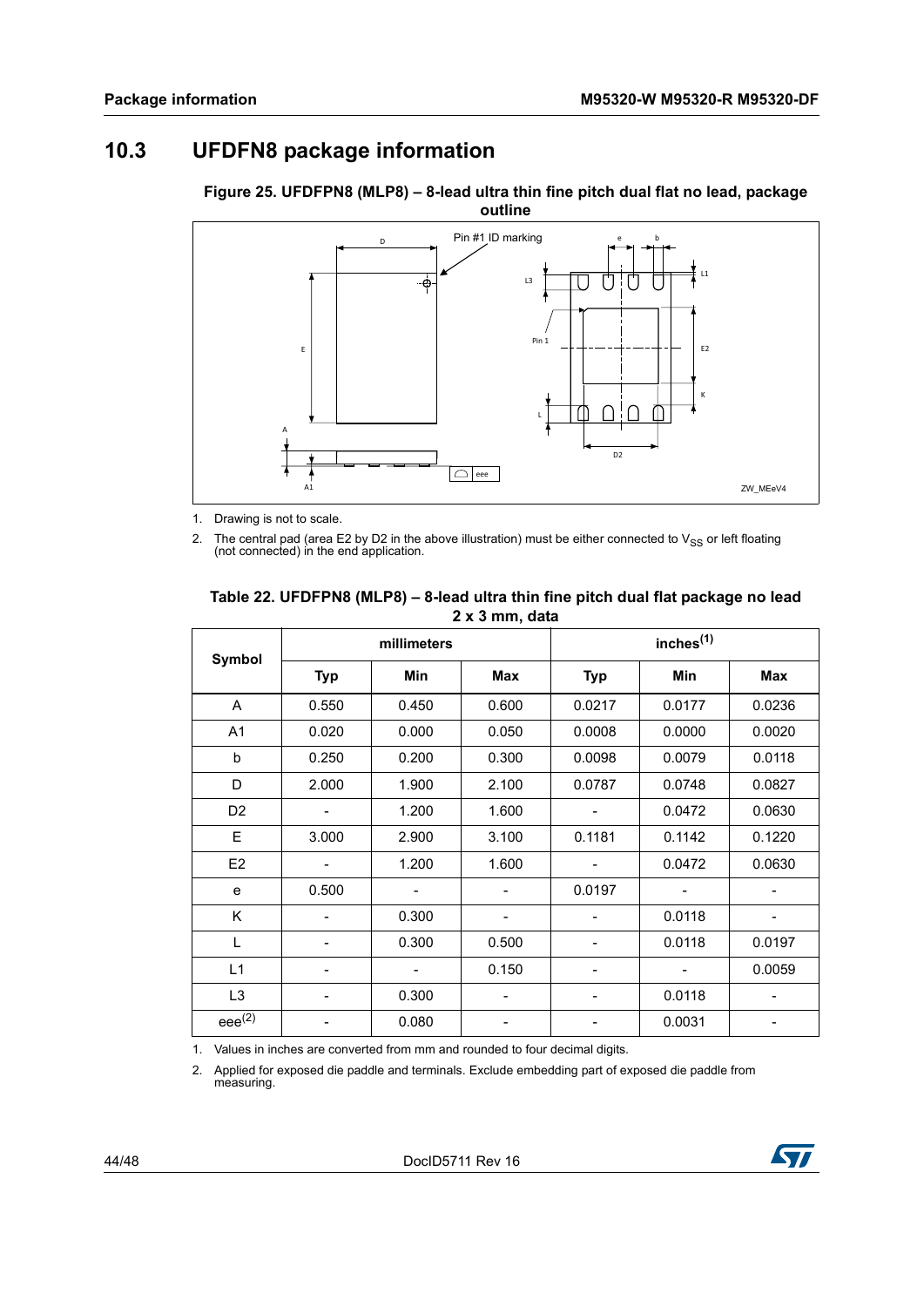## 10.3 UFDFN8 package information

**Figure 25. UFDFPN8 (MLP8) – 8-lead ultra thin fine pitch dual flat no lead, package outline**

1. Drawing is not to scale.
2. The central pad (area E2 by D2 in the above illustration) must be either connected to $V_{SS}$ or left floating (not connected) in the end application.

**Table 22. UFDFPN8 (MLP8) – 8-lead ultra thin fine pitch dual flat package no lead 2 x 3 mm, data**

| Symbol | millimeters | | | inches[1] | | |
|---|---|---|---|---|---|---|
| | Typ | Min | Max | Typ | Min | Max |
| A | 0.550 | 0.450 | 0.600 | 0.0217 | 0.0177 | 0.0236 |
| A1 | 0.020 | 0.000 | 0.050 | 0.0008 | 0.0000 | 0.0020 |
| b | 0.250 | 0.200 | 0.300 | 0.0098 | 0.0079 | 0.0118 |
| D | 2.000 | 1.900 | 2.100 | 0.0787 | 0.0748 | 0.0827 |
| D2 | - | 1.200 | 1.600 | - | 0.0472 | 0.0630 |
| E | 3.000 | 2.900 | 3.100 | 0.1181 | 0.1142 | 0.1220 |
| E2 | - | 1.200 | 1.600 | - | 0.0472 | 0.0630 |
| e | 0.500 | - | - | 0.0197 | - | - |
| K | - | 0.300 | - | - | 0.0118 | - |
| L | - | 0.300 | 0.500 | - | 0.0118 | 0.0197 |
| L1 | - | - | 0.150 | - | - | 0.0059 |
| L3 | - | 0.300 | - | - | 0.0118 | - |
| eee[2] | - | 0.080 | - | - | 0.0031 | - |

1. Values in inches are converted from mm and rounded to four decimal digits.
2. Applied for exposed die paddle and terminals. Exclude embedding part of exposed die paddle from measuring.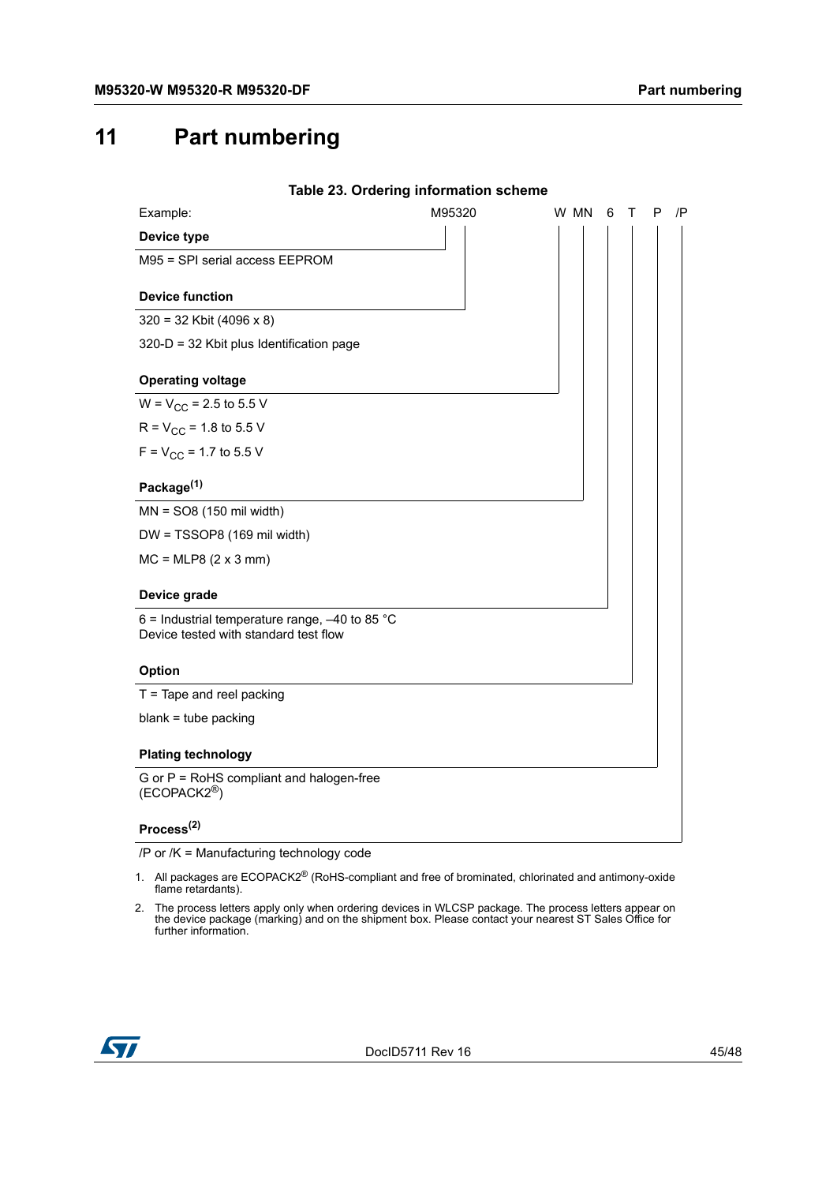# 11 Part numbering

**Table 23. Ordering information scheme**

Example: M95320 W MN 6 T P /P

**Device type**

M95 = SPI serial access EEPROM

**Device function**

320 = 32 Kbit (4096 x 8)

320-D = 32 Kbit plus Identification page

**Operating voltage**

W = $V_{CC}$ = 2.5 to 5.5 V

R = $V_{CC}$ = 1.8 to 5.5 V

F = $V_{CC}$ = 1.7 to 5.5 V

**Package**(1)

MN = SO8 (150 mil width)

DW = TSSOP8 (169 mil width)

MC = MLP8 (2 x 3 mm)

**Device grade**

6 = Industrial temperature range, –40 to 85 °C
Device tested with standard test flow

**Option**

T = Tape and reel packing

blank = tube packing

**Plating technology**

G or P = RoHS compliant and halogen-free (ECOPACK2®)

**Process**(2)

/P or /K = Manufacturing technology code

1. All packages are ECOPACK2® (RoHS-compliant and free of brominated, chlorinated and antimony-oxide flame retardants).
2. The process letters apply only when ordering devices in WLCSP package. The process letters appear on the device package (marking) and on the shipment box. Please contact your nearest ST Sales Office for further information.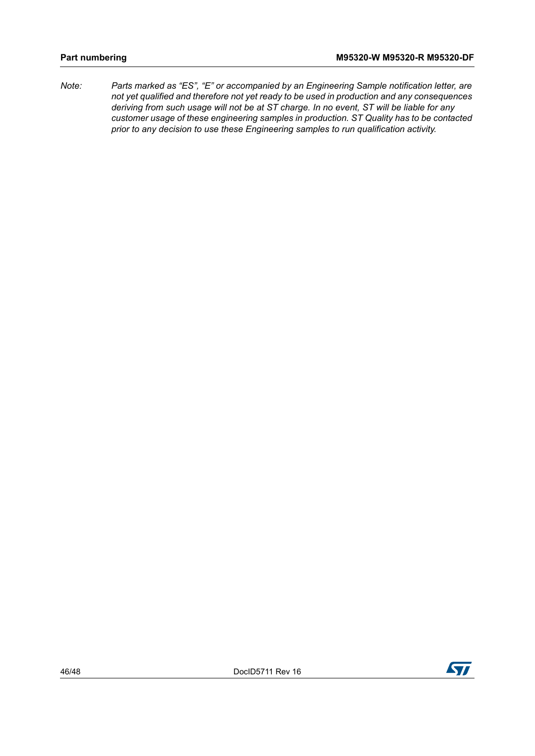*Note: Parts marked as "ES", "E" or accompanied by an Engineering Sample notification letter, are not yet qualified and therefore not yet ready to be used in production and any consequences deriving from such usage will not be at ST charge. In no event, ST will be liable for any customer usage of these engineering samples in production. ST Quality has to be contacted prior to any decision to use these Engineering samples to run qualification activity.*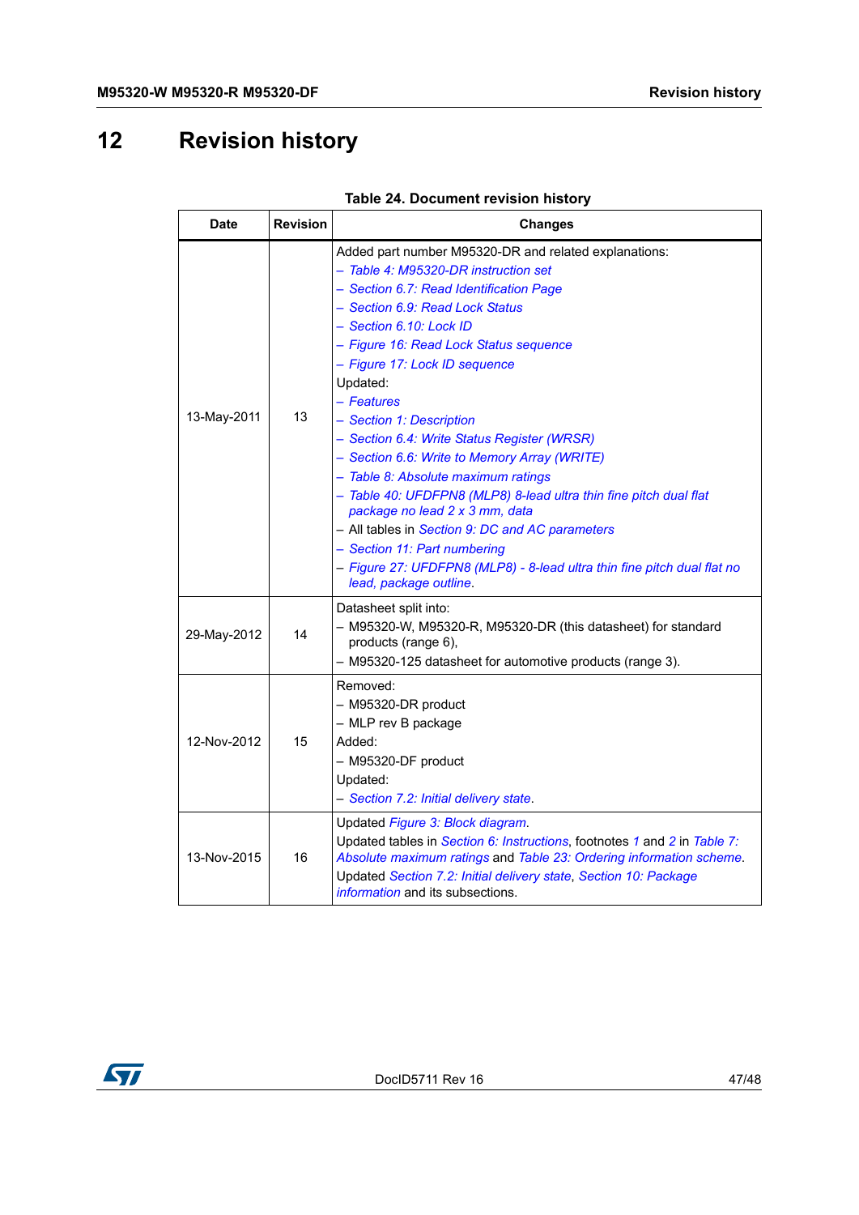# 12 Revision history

**Table 24. Document revision history**

| Date | Revision | Changes |
|---|---|---|
| 13-May-2011 | 13 | Added part number M95320-DR and related explanations:<br>– *Table 4: M95320-DR instruction set*<br>– *Section 6.7: Read Identification Page*<br>– *Section 6.9: Read Lock Status*<br>– *Section 6.10: Lock ID*<br>– *Figure 16: Read Lock Status sequence*<br>– *Figure 17: Lock ID sequence*<br>Updated:<br>– *Features*<br>– *Section 1: Description*<br>– *Section 6.4: Write Status Register (WRSR)*<br>– *Section 6.6: Write to Memory Array (WRITE)*<br>– *Table 8: Absolute maximum ratings*<br>– *Table 40: UFDFPN8 (MLP8) 8-lead ultra thin fine pitch dual flat package no lead 2 x 3 mm, data*<br>– All tables in *Section 9: DC and AC parameters*<br>– *Section 11: Part numbering*<br>– *Figure 27: UFDFPN8 (MLP8) - 8-lead ultra thin fine pitch dual flat no lead, package outline*. |
| 29-May-2012 | 14 | Datasheet split into:<br>– M95320-W, M95320-R, M95320-DR (this datasheet) for standard products (range 6),<br>– M95320-125 datasheet for automotive products (range 3). |
| 12-Nov-2012 | 15 | Removed:<br>– M95320-DR product<br>– MLP rev B package<br>Added:<br>– M95320-DF product<br>Updated:<br>– *Section 7.2: Initial delivery state*. |
| 13-Nov-2015 | 16 | Updated *Figure 3: Block diagram*.<br>Updated tables in *Section 6: Instructions*, footnotes *1* and *2* in *Table 7: Absolute maximum ratings* and *Table 23: Ordering information scheme*.<br>Updated *Section 7.2: Initial delivery state*, *Section 10: Package information* and its subsections. |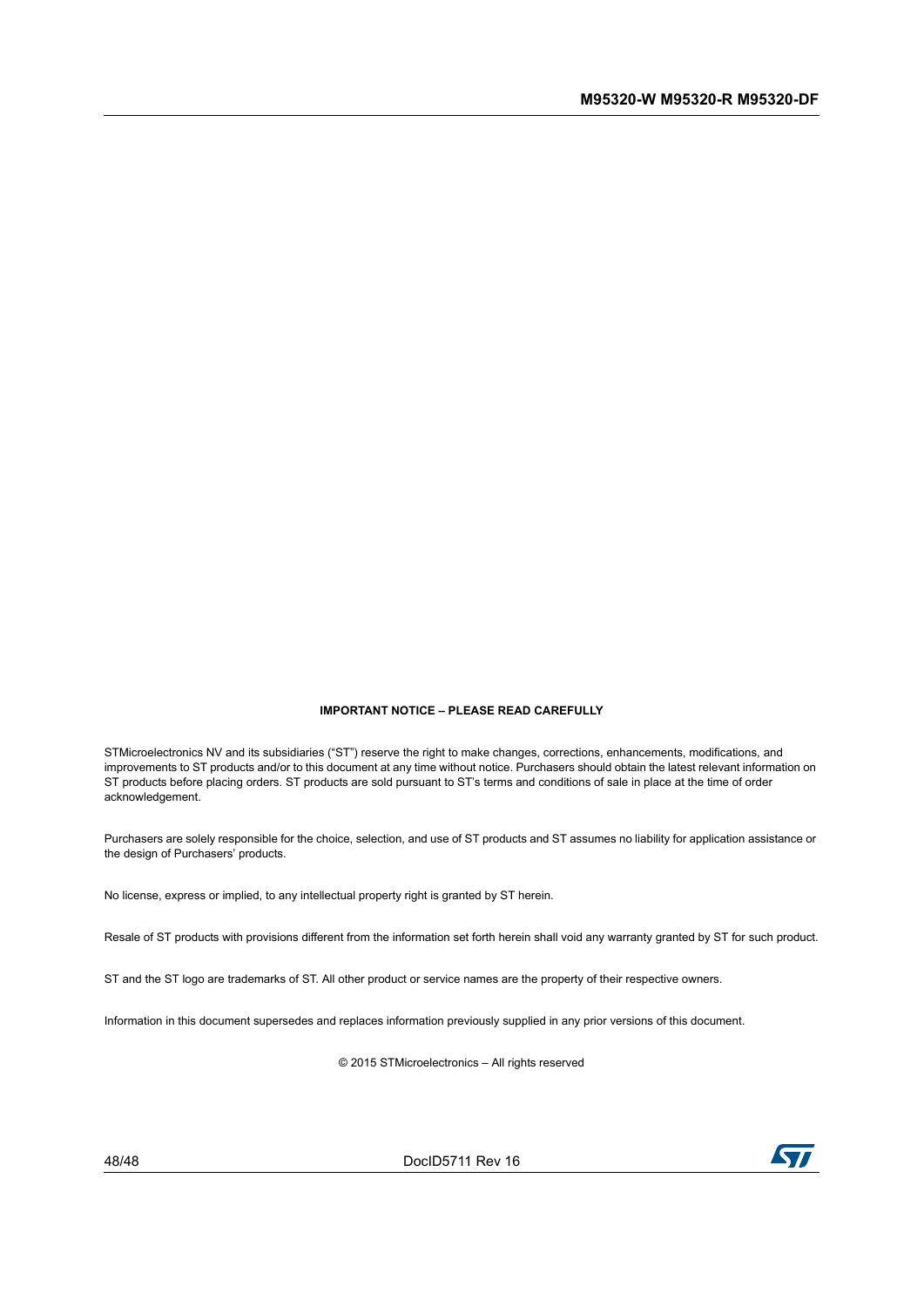**IMPORTANT NOTICE – PLEASE READ CAREFULLY**

STMicroelectronics NV and its subsidiaries (“ST”) reserve the right to make changes, corrections, enhancements, modifications, and improvements to ST products and/or to this document at any time without notice. Purchasers should obtain the latest relevant information on ST products before placing orders. ST products are sold pursuant to ST’s terms and conditions of sale in place at the time of order acknowledgement.

Purchasers are solely responsible for the choice, selection, and use of ST products and ST assumes no liability for application assistance or the design of Purchasers’ products.

No license, express or implied, to any intellectual property right is granted by ST herein.

Resale of ST products with provisions different from the information set forth herein shall void any warranty granted by ST for such product.

ST and the ST logo are trademarks of ST. All other product or service names are the property of their respective owners.

Information in this document supersedes and replaces information previously supplied in any prior versions of this document.

© 2015 STMicroelectronics – All rights reserved